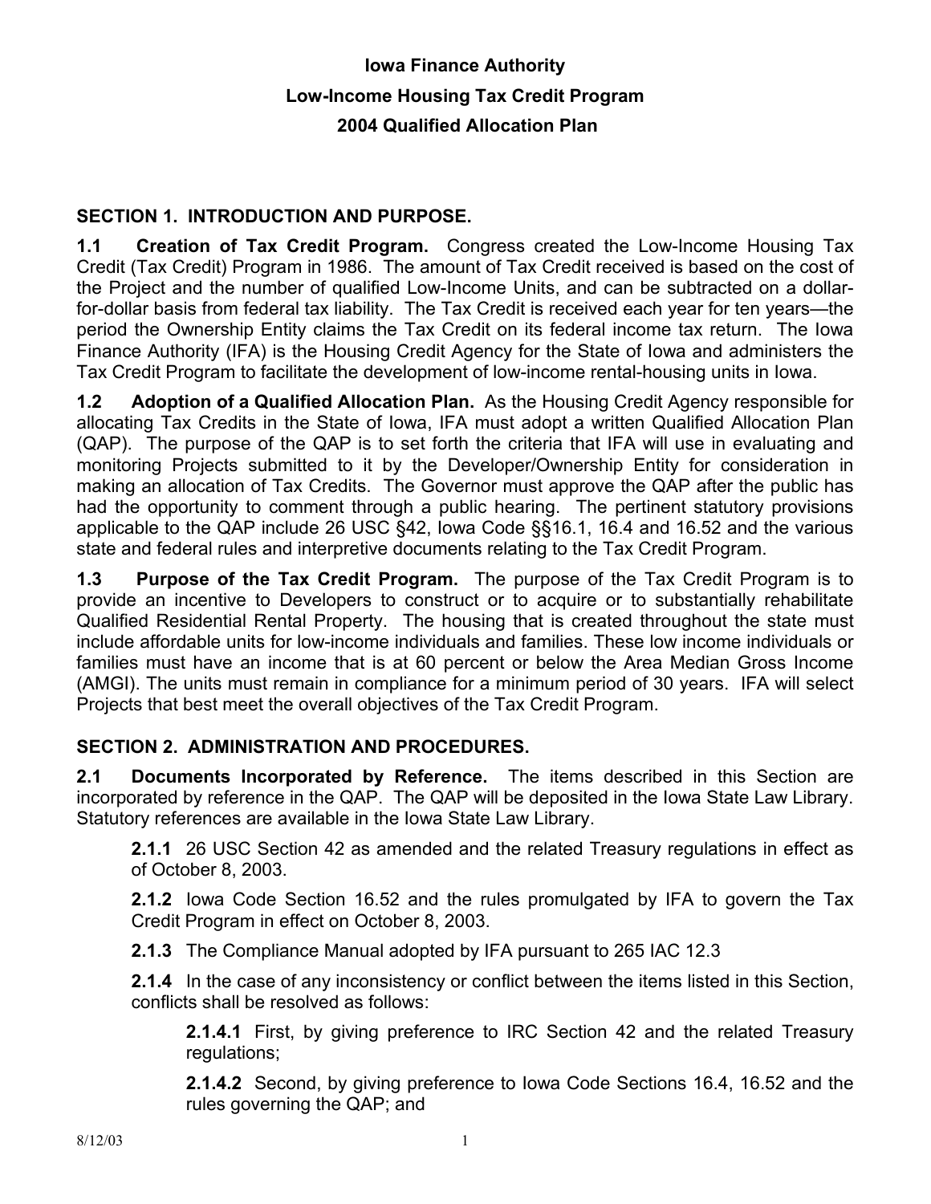# Iowa Finance Authority

## Low-Income Housing Tax Credit Program

## 2004 Qualified Allocation Plan

### SECTION 1. INTRODUCTION AND PURPOSE.

**1.1 Creation of Tax Credit Program.** Congress created the Low-Income Housing Tax Credit (Tax Credit) Program in 1986. The amount of Tax Credit received is based on the cost of the Project and the number of qualified Low-Income Units, and can be subtracted on a dollar-for-dollar basis from federal tax liability. The Tax Credit is received each year for ten years—the period the Ownership Entity claims the Tax Credit on its federal income tax return. The Iowa Finance Authority (IFA) is the Housing Credit Agency for the State of Iowa and administers the Tax Credit Program to facilitate the development of low-income rental-housing units in Iowa.

**1.2 Adoption of a Qualified Allocation Plan.** As the Housing Credit Agency responsible for allocating Tax Credits in the State of Iowa, IFA must adopt a written Qualified Allocation Plan (QAP). The purpose of the QAP is to set forth the criteria that IFA will use in evaluating and monitoring Projects submitted to it by the Developer/Ownership Entity for consideration in making an allocation of Tax Credits. The Governor must approve the QAP after the public has had the opportunity to comment through a public hearing. The pertinent statutory provisions applicable to the QAP include 26 USC §42, Iowa Code §§16.1, 16.4 and 16.52 and the various state and federal rules and interpretive documents relating to the Tax Credit Program.

**1.3 Purpose of the Tax Credit Program.** The purpose of the Tax Credit Program is to provide an incentive to Developers to construct or to acquire or to substantially rehabilitate Qualified Residential Rental Property. The housing that is created throughout the state must include affordable units for low-income individuals and families. These low income individuals or families must have an income that is at 60 percent or below the Area Median Gross Income (AMGI). The units must remain in compliance for a minimum period of 30 years. IFA will select Projects that best meet the overall objectives of the Tax Credit Program.

### SECTION 2. ADMINISTRATION AND PROCEDURES.

**2.1 Documents Incorporated by Reference.** The items described in this Section are incorporated by reference in the QAP. The QAP will be deposited in the Iowa State Law Library. Statutory references are available in the Iowa State Law Library.

**2.1.1** 26 USC Section 42 as amended and the related Treasury regulations in effect as of October 8, 2003.

**2.1.2** Iowa Code Section 16.52 and the rules promulgated by IFA to govern the Tax Credit Program in effect on October 8, 2003.

**2.1.3** The Compliance Manual adopted by IFA pursuant to 265 IAC 12.3

**2.1.4** In the case of any inconsistency or conflict between the items listed in this Section, conflicts shall be resolved as follows:

**2.1.4.1** First, by giving preference to IRC Section 42 and the related Treasury regulations;

**2.1.4.2** Second, by giving preference to Iowa Code Sections 16.4, 16.52 and the rules governing the QAP; and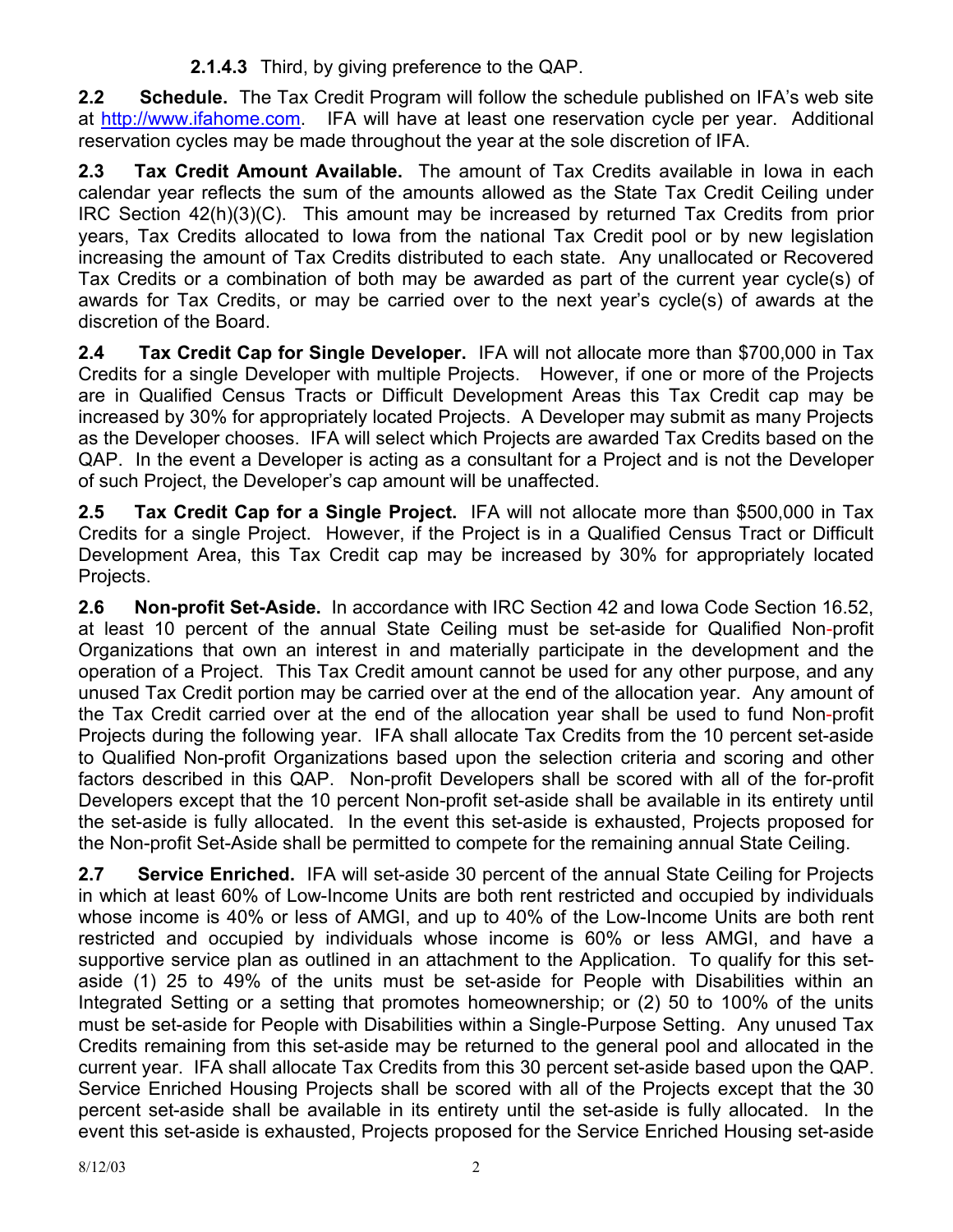**2.1.4.3** Third, by giving preference to the QAP.

**2.2 Schedule.** The Tax Credit Program will follow the schedule published on IFA's web site at http://www.ifahome.com. IFA will have at least one reservation cycle per year. Additional reservation cycles may be made throughout the year at the sole discretion of IFA.

**2.3 Tax Credit Amount Available.** The amount of Tax Credits available in Iowa in each calendar year reflects the sum of the amounts allowed as the State Tax Credit Ceiling under IRC Section 42(h)(3)(C). This amount may be increased by returned Tax Credits from prior years, Tax Credits allocated to Iowa from the national Tax Credit pool or by new legislation increasing the amount of Tax Credits distributed to each state. Any unallocated or Recovered Tax Credits or a combination of both may be awarded as part of the current year cycle(s) of awards for Tax Credits, or may be carried over to the next year's cycle(s) of awards at the discretion of the Board.

**2.4 Tax Credit Cap for Single Developer.** IFA will not allocate more than $700,000 in Tax Credits for a single Developer with multiple Projects. However, if one or more of the Projects are in Qualified Census Tracts or Difficult Development Areas this Tax Credit cap may be increased by 30% for appropriately located Projects. A Developer may submit as many Projects as the Developer chooses. IFA will select which Projects are awarded Tax Credits based on the QAP. In the event a Developer is acting as a consultant for a Project and is not the Developer of such Project, the Developer's cap amount will be unaffected.

**2.5 Tax Credit Cap for a Single Project.** IFA will not allocate more than $500,000 in Tax Credits for a single Project. However, if the Project is in a Qualified Census Tract or Difficult Development Area, this Tax Credit cap may be increased by 30% for appropriately located Projects.

**2.6 Non-profit Set-Aside.** In accordance with IRC Section 42 and Iowa Code Section 16.52, at least 10 percent of the annual State Ceiling must be set-aside for Qualified Non-profit Organizations that own an interest in and materially participate in the development and the operation of a Project. This Tax Credit amount cannot be used for any other purpose, and any unused Tax Credit portion may be carried over at the end of the allocation year. Any amount of the Tax Credit carried over at the end of the allocation year shall be used to fund Non-profit Projects during the following year. IFA shall allocate Tax Credits from the 10 percent set-aside to Qualified Non-profit Organizations based upon the selection criteria and scoring and other factors described in this QAP. Non-profit Developers shall be scored with all of the for-profit Developers except that the 10 percent Non-profit set-aside shall be available in its entirety until the set-aside is fully allocated. In the event this set-aside is exhausted, Projects proposed for the Non-profit Set-Aside shall be permitted to compete for the remaining annual State Ceiling.

**2.7 Service Enriched.** IFA will set-aside 30 percent of the annual State Ceiling for Projects in which at least 60% of Low-Income Units are both rent restricted and occupied by individuals whose income is 40% or less of AMGI, and up to 40% of the Low-Income Units are both rent restricted and occupied by individuals whose income is 60% or less AMGI, and have a supportive service plan as outlined in an attachment to the Application. To qualify for this set-aside (1) 25 to 49% of the units must be set-aside for People with Disabilities within an Integrated Setting or a setting that promotes homeownership; or (2) 50 to 100% of the units must be set-aside for People with Disabilities within a Single-Purpose Setting. Any unused Tax Credits remaining from this set-aside may be returned to the general pool and allocated in the current year. IFA shall allocate Tax Credits from this 30 percent set-aside based upon the QAP. Service Enriched Housing Projects shall be scored with all of the Projects except that the 30 percent set-aside shall be available in its entirety until the set-aside is fully allocated. In the event this set-aside is exhausted, Projects proposed for the Service Enriched Housing set-aside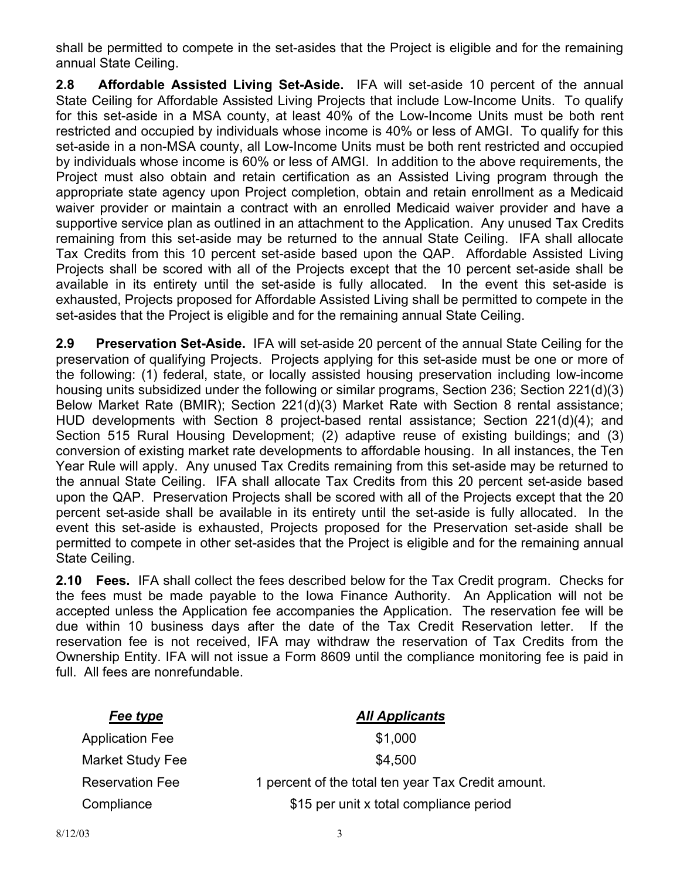shall be permitted to compete in the set-asides that the Project is eligible and for the remaining annual State Ceiling.

**2.8 Affordable Assisted Living Set-Aside.** IFA will set-aside 10 percent of the annual State Ceiling for Affordable Assisted Living Projects that include Low-Income Units. To qualify for this set-aside in a MSA county, at least 40% of the Low-Income Units must be both rent restricted and occupied by individuals whose income is 40% or less of AMGI. To qualify for this set-aside in a non-MSA county, all Low-Income Units must be both rent restricted and occupied by individuals whose income is 60% or less of AMGI. In addition to the above requirements, the Project must also obtain and retain certification as an Assisted Living program through the appropriate state agency upon Project completion, obtain and retain enrollment as a Medicaid waiver provider or maintain a contract with an enrolled Medicaid waiver provider and have a supportive service plan as outlined in an attachment to the Application. Any unused Tax Credits remaining from this set-aside may be returned to the annual State Ceiling. IFA shall allocate Tax Credits from this 10 percent set-aside based upon the QAP. Affordable Assisted Living Projects shall be scored with all of the Projects except that the 10 percent set-aside shall be available in its entirety until the set-aside is fully allocated. In the event this set-aside is exhausted, Projects proposed for Affordable Assisted Living shall be permitted to compete in the set-asides that the Project is eligible and for the remaining annual State Ceiling.

**2.9 Preservation Set-Aside.** IFA will set-aside 20 percent of the annual State Ceiling for the preservation of qualifying Projects. Projects applying for this set-aside must be one or more of the following: (1) federal, state, or locally assisted housing preservation including low-income housing units subsidized under the following or similar programs, Section 236; Section 221(d)(3) Below Market Rate (BMIR); Section 221(d)(3) Market Rate with Section 8 rental assistance; HUD developments with Section 8 project-based rental assistance; Section 221(d)(4); and Section 515 Rural Housing Development; (2) adaptive reuse of existing buildings; and (3) conversion of existing market rate developments to affordable housing. In all instances, the Ten Year Rule will apply. Any unused Tax Credits remaining from this set-aside may be returned to the annual State Ceiling. IFA shall allocate Tax Credits from this 20 percent set-aside based upon the QAP. Preservation Projects shall be scored with all of the Projects except that the 20 percent set-aside shall be available in its entirety until the set-aside is fully allocated. In the event this set-aside is exhausted, Projects proposed for the Preservation set-aside shall be permitted to compete in other set-asides that the Project is eligible and for the remaining annual State Ceiling.

**2.10 Fees.** IFA shall collect the fees described below for the Tax Credit program. Checks for the fees must be made payable to the Iowa Finance Authority. An Application will not be accepted unless the Application fee accompanies the Application. The reservation fee will be due within 10 business days after the date of the Tax Credit Reservation letter. If the reservation fee is not received, IFA may withdraw the reservation of Tax Credits from the Ownership Entity. IFA will not issue a Form 8609 until the compliance monitoring fee is paid in full. All fees are nonrefundable.

| ***Fee type*** | ***All Applicants*** |
|---|---|
| Application Fee | $1,000 |
| Market Study Fee | $4,500 |
| Reservation Fee | 1 percent of the total ten year Tax Credit amount. |
| Compliance | $15 per unit x total compliance period |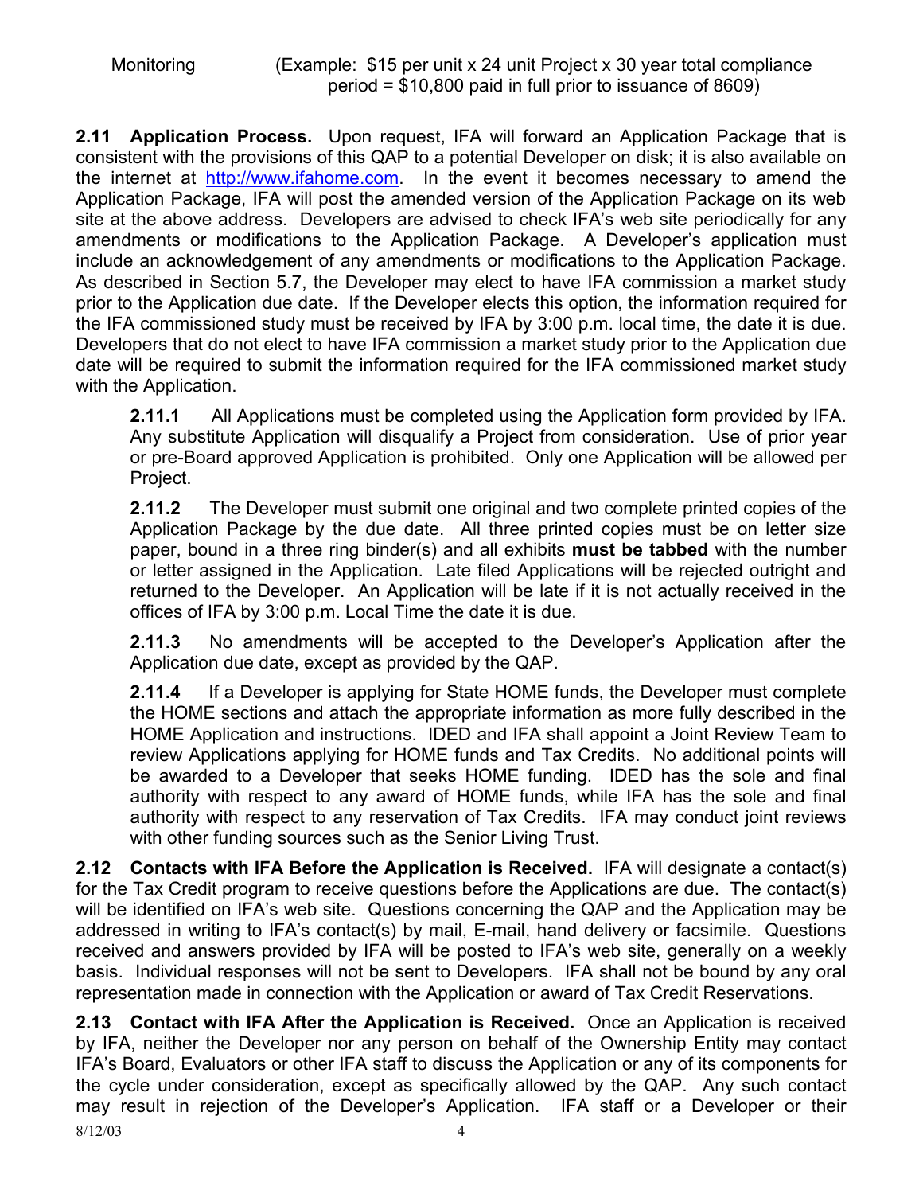Monitoring (Example: \$15 per unit x 24 unit Project x 30 year total compliance period = \$10,800 paid in full prior to issuance of 8609)

**2.11 Application Process.** Upon request, IFA will forward an Application Package that is consistent with the provisions of this QAP to a potential Developer on disk; it is also available on the internet at http://www.ifahome.com. In the event it becomes necessary to amend the Application Package, IFA will post the amended version of the Application Package on its web site at the above address. Developers are advised to check IFA's web site periodically for any amendments or modifications to the Application Package. A Developer's application must include an acknowledgement of any amendments or modifications to the Application Package. As described in Section 5.7, the Developer may elect to have IFA commission a market study prior to the Application due date. If the Developer elects this option, the information required for the IFA commissioned study must be received by IFA by 3:00 p.m. local time, the date it is due. Developers that do not elect to have IFA commission a market study prior to the Application due date will be required to submit the information required for the IFA commissioned market study with the Application.

**2.11.1** All Applications must be completed using the Application form provided by IFA. Any substitute Application will disqualify a Project from consideration. Use of prior year or pre-Board approved Application is prohibited. Only one Application will be allowed per Project.

**2.11.2** The Developer must submit one original and two complete printed copies of the Application Package by the due date. All three printed copies must be on letter size paper, bound in a three ring binder(s) and all exhibits **must be tabbed** with the number or letter assigned in the Application. Late filed Applications will be rejected outright and returned to the Developer. An Application will be late if it is not actually received in the offices of IFA by 3:00 p.m. Local Time the date it is due.

**2.11.3** No amendments will be accepted to the Developer's Application after the Application due date, except as provided by the QAP.

**2.11.4** If a Developer is applying for State HOME funds, the Developer must complete the HOME sections and attach the appropriate information as more fully described in the HOME Application and instructions. IDED and IFA shall appoint a Joint Review Team to review Applications applying for HOME funds and Tax Credits. No additional points will be awarded to a Developer that seeks HOME funding. IDED has the sole and final authority with respect to any award of HOME funds, while IFA has the sole and final authority with respect to any reservation of Tax Credits. IFA may conduct joint reviews with other funding sources such as the Senior Living Trust.

**2.12 Contacts with IFA Before the Application is Received.** IFA will designate a contact(s) for the Tax Credit program to receive questions before the Applications are due. The contact(s) will be identified on IFA's web site. Questions concerning the QAP and the Application may be addressed in writing to IFA's contact(s) by mail, E-mail, hand delivery or facsimile. Questions received and answers provided by IFA will be posted to IFA's web site, generally on a weekly basis. Individual responses will not be sent to Developers. IFA shall not be bound by any oral representation made in connection with the Application or award of Tax Credit Reservations.

**2.13 Contact with IFA After the Application is Received.** Once an Application is received by IFA, neither the Developer nor any person on behalf of the Ownership Entity may contact IFA's Board, Evaluators or other IFA staff to discuss the Application or any of its components for the cycle under consideration, except as specifically allowed by the QAP. Any such contact may result in rejection of the Developer's Application. IFA staff or a Developer or their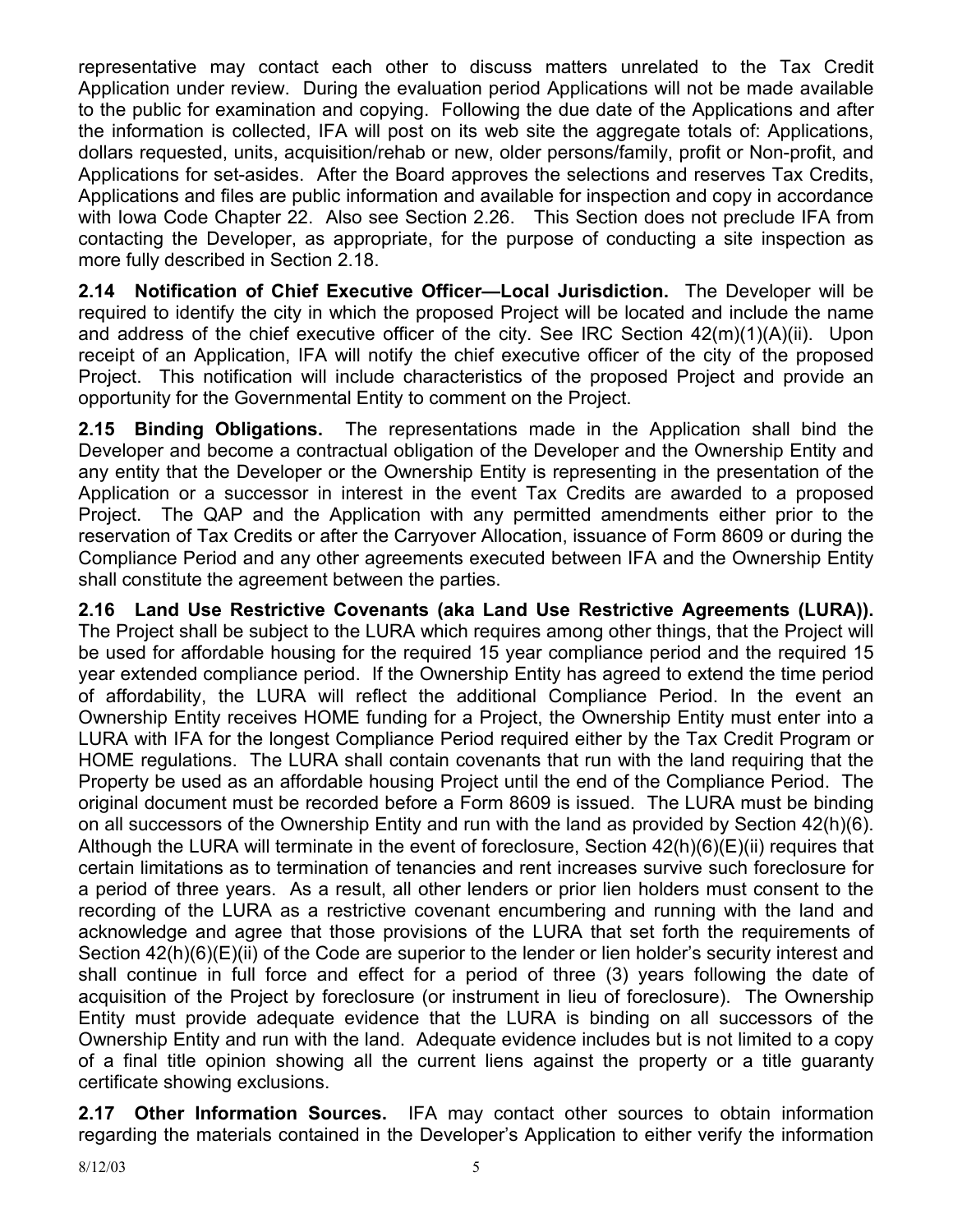representative may contact each other to discuss matters unrelated to the Tax Credit Application under review. During the evaluation period Applications will not be made available to the public for examination and copying. Following the due date of the Applications and after the information is collected, IFA will post on its web site the aggregate totals of: Applications, dollars requested, units, acquisition/rehab or new, older persons/family, profit or Non-profit, and Applications for set-asides. After the Board approves the selections and reserves Tax Credits, Applications and files are public information and available for inspection and copy in accordance with Iowa Code Chapter 22. Also see Section 2.26. This Section does not preclude IFA from contacting the Developer, as appropriate, for the purpose of conducting a site inspection as more fully described in Section 2.18.

**2.14 Notification of Chief Executive Officer—Local Jurisdiction.** The Developer will be required to identify the city in which the proposed Project will be located and include the name and address of the chief executive officer of the city. See IRC Section 42(m)(1)(A)(ii). Upon receipt of an Application, IFA will notify the chief executive officer of the city of the proposed Project. This notification will include characteristics of the proposed Project and provide an opportunity for the Governmental Entity to comment on the Project.

**2.15 Binding Obligations.** The representations made in the Application shall bind the Developer and become a contractual obligation of the Developer and the Ownership Entity and any entity that the Developer or the Ownership Entity is representing in the presentation of the Application or a successor in interest in the event Tax Credits are awarded to a proposed Project. The QAP and the Application with any permitted amendments either prior to the reservation of Tax Credits or after the Carryover Allocation, issuance of Form 8609 or during the Compliance Period and any other agreements executed between IFA and the Ownership Entity shall constitute the agreement between the parties.

**2.16 Land Use Restrictive Covenants (aka Land Use Restrictive Agreements (LURA)).** The Project shall be subject to the LURA which requires among other things, that the Project will be used for affordable housing for the required 15 year compliance period and the required 15 year extended compliance period. If the Ownership Entity has agreed to extend the time period of affordability, the LURA will reflect the additional Compliance Period. In the event an Ownership Entity receives HOME funding for a Project, the Ownership Entity must enter into a LURA with IFA for the longest Compliance Period required either by the Tax Credit Program or HOME regulations. The LURA shall contain covenants that run with the land requiring that the Property be used as an affordable housing Project until the end of the Compliance Period. The original document must be recorded before a Form 8609 is issued. The LURA must be binding on all successors of the Ownership Entity and run with the land as provided by Section 42(h)(6). Although the LURA will terminate in the event of foreclosure, Section 42(h)(6)(E)(ii) requires that certain limitations as to termination of tenancies and rent increases survive such foreclosure for a period of three years. As a result, all other lenders or prior lien holders must consent to the recording of the LURA as a restrictive covenant encumbering and running with the land and acknowledge and agree that those provisions of the LURA that set forth the requirements of Section 42(h)(6)(E)(ii) of the Code are superior to the lender or lien holder's security interest and shall continue in full force and effect for a period of three (3) years following the date of acquisition of the Project by foreclosure (or instrument in lieu of foreclosure). The Ownership Entity must provide adequate evidence that the LURA is binding on all successors of the Ownership Entity and run with the land. Adequate evidence includes but is not limited to a copy of a final title opinion showing all the current liens against the property or a title guaranty certificate showing exclusions.

**2.17 Other Information Sources.** IFA may contact other sources to obtain information regarding the materials contained in the Developer's Application to either verify the information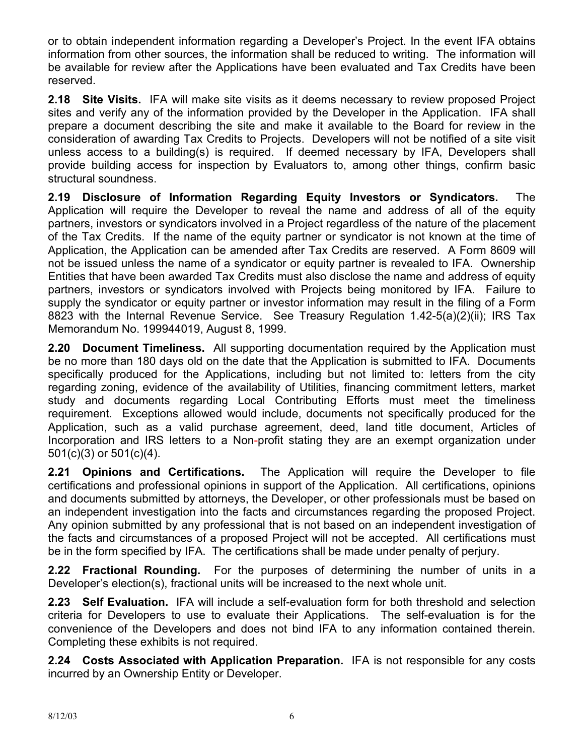or to obtain independent information regarding a Developer's Project. In the event IFA obtains information from other sources, the information shall be reduced to writing. The information will be available for review after the Applications have been evaluated and Tax Credits have been reserved.

**2.18 Site Visits.** IFA will make site visits as it deems necessary to review proposed Project sites and verify any of the information provided by the Developer in the Application. IFA shall prepare a document describing the site and make it available to the Board for review in the consideration of awarding Tax Credits to Projects. Developers will not be notified of a site visit unless access to a building(s) is required. If deemed necessary by IFA, Developers shall provide building access for inspection by Evaluators to, among other things, confirm basic structural soundness.

**2.19 Disclosure of Information Regarding Equity Investors or Syndicators.** The Application will require the Developer to reveal the name and address of all of the equity partners, investors or syndicators involved in a Project regardless of the nature of the placement of the Tax Credits. If the name of the equity partner or syndicator is not known at the time of Application, the Application can be amended after Tax Credits are reserved. A Form 8609 will not be issued unless the name of a syndicator or equity partner is revealed to IFA. Ownership Entities that have been awarded Tax Credits must also disclose the name and address of equity partners, investors or syndicators involved with Projects being monitored by IFA. Failure to supply the syndicator or equity partner or investor information may result in the filing of a Form 8823 with the Internal Revenue Service. See Treasury Regulation 1.42-5(a)(2)(ii); IRS Tax Memorandum No. 199944019, August 8, 1999.

**2.20 Document Timeliness.** All supporting documentation required by the Application must be no more than 180 days old on the date that the Application is submitted to IFA. Documents specifically produced for the Applications, including but not limited to: letters from the city regarding zoning, evidence of the availability of Utilities, financing commitment letters, market study and documents regarding Local Contributing Efforts must meet the timeliness requirement. Exceptions allowed would include, documents not specifically produced for the Application, such as a valid purchase agreement, deed, land title document, Articles of Incorporation and IRS letters to a Non-profit stating they are an exempt organization under 501(c)(3) or 501(c)(4).

**2.21 Opinions and Certifications.** The Application will require the Developer to file certifications and professional opinions in support of the Application. All certifications, opinions and documents submitted by attorneys, the Developer, or other professionals must be based on an independent investigation into the facts and circumstances regarding the proposed Project. Any opinion submitted by any professional that is not based on an independent investigation of the facts and circumstances of a proposed Project will not be accepted. All certifications must be in the form specified by IFA. The certifications shall be made under penalty of perjury.

**2.22 Fractional Rounding.** For the purposes of determining the number of units in a Developer's election(s), fractional units will be increased to the next whole unit.

**2.23 Self Evaluation.** IFA will include a self-evaluation form for both threshold and selection criteria for Developers to use to evaluate their Applications. The self-evaluation is for the convenience of the Developers and does not bind IFA to any information contained therein. Completing these exhibits is not required.

**2.24 Costs Associated with Application Preparation.** IFA is not responsible for any costs incurred by an Ownership Entity or Developer.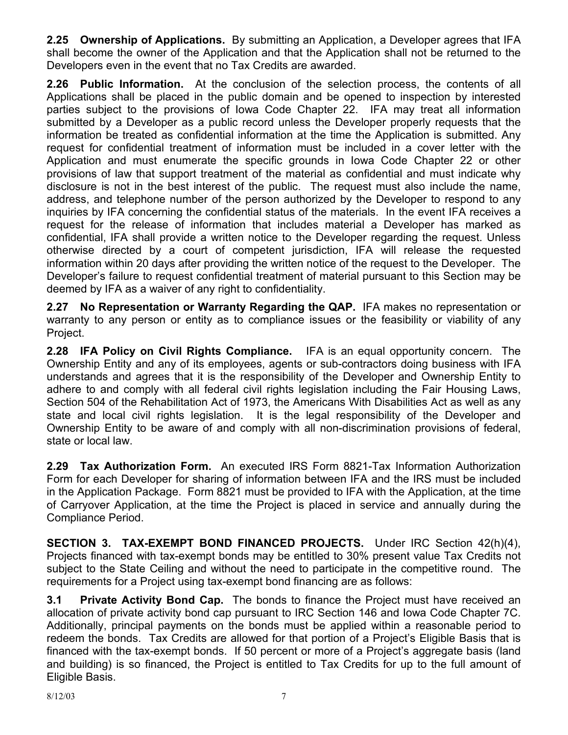**2.25 Ownership of Applications.** By submitting an Application, a Developer agrees that IFA shall become the owner of the Application and that the Application shall not be returned to the Developers even in the event that no Tax Credits are awarded.

**2.26 Public Information.** At the conclusion of the selection process, the contents of all Applications shall be placed in the public domain and be opened to inspection by interested parties subject to the provisions of Iowa Code Chapter 22. IFA may treat all information submitted by a Developer as a public record unless the Developer properly requests that the information be treated as confidential information at the time the Application is submitted. Any request for confidential treatment of information must be included in a cover letter with the Application and must enumerate the specific grounds in Iowa Code Chapter 22 or other provisions of law that support treatment of the material as confidential and must indicate why disclosure is not in the best interest of the public. The request must also include the name, address, and telephone number of the person authorized by the Developer to respond to any inquiries by IFA concerning the confidential status of the materials. In the event IFA receives a request for the release of information that includes material a Developer has marked as confidential, IFA shall provide a written notice to the Developer regarding the request. Unless otherwise directed by a court of competent jurisdiction, IFA will release the requested information within 20 days after providing the written notice of the request to the Developer. The Developer's failure to request confidential treatment of material pursuant to this Section may be deemed by IFA as a waiver of any right to confidentiality.

**2.27 No Representation or Warranty Regarding the QAP.** IFA makes no representation or warranty to any person or entity as to compliance issues or the feasibility or viability of any Project.

**2.28 IFA Policy on Civil Rights Compliance.** IFA is an equal opportunity concern. The Ownership Entity and any of its employees, agents or sub-contractors doing business with IFA understands and agrees that it is the responsibility of the Developer and Ownership Entity to adhere to and comply with all federal civil rights legislation including the Fair Housing Laws, Section 504 of the Rehabilitation Act of 1973, the Americans With Disabilities Act as well as any state and local civil rights legislation. It is the legal responsibility of the Developer and Ownership Entity to be aware of and comply with all non-discrimination provisions of federal, state or local law.

**2.29 Tax Authorization Form.** An executed IRS Form 8821-Tax Information Authorization Form for each Developer for sharing of information between IFA and the IRS must be included in the Application Package. Form 8821 must be provided to IFA with the Application, at the time of Carryover Application, at the time the Project is placed in service and annually during the Compliance Period.

**SECTION 3. TAX-EXEMPT BOND FINANCED PROJECTS.** Under IRC Section 42(h)(4), Projects financed with tax-exempt bonds may be entitled to 30% present value Tax Credits not subject to the State Ceiling and without the need to participate in the competitive round. The requirements for a Project using tax-exempt bond financing are as follows:

**3.1 Private Activity Bond Cap.** The bonds to finance the Project must have received an allocation of private activity bond cap pursuant to IRC Section 146 and Iowa Code Chapter 7C. Additionally, principal payments on the bonds must be applied within a reasonable period to redeem the bonds. Tax Credits are allowed for that portion of a Project's Eligible Basis that is financed with the tax-exempt bonds. If 50 percent or more of a Project's aggregate basis (land and building) is so financed, the Project is entitled to Tax Credits for up to the full amount of Eligible Basis.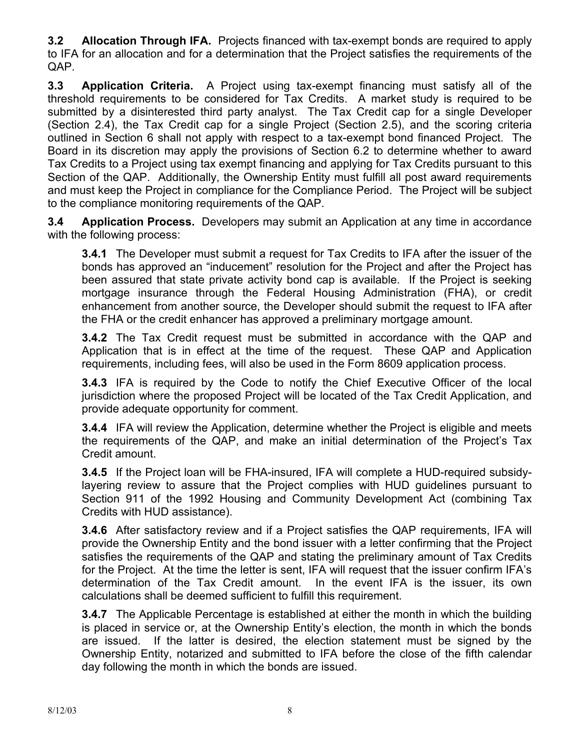**3.2 Allocation Through IFA.** Projects financed with tax-exempt bonds are required to apply to IFA for an allocation and for a determination that the Project satisfies the requirements of the QAP.

**3.3 Application Criteria.** A Project using tax-exempt financing must satisfy all of the threshold requirements to be considered for Tax Credits. A market study is required to be submitted by a disinterested third party analyst. The Tax Credit cap for a single Developer (Section 2.4), the Tax Credit cap for a single Project (Section 2.5), and the scoring criteria outlined in Section 6 shall not apply with respect to a tax-exempt bond financed Project. The Board in its discretion may apply the provisions of Section 6.2 to determine whether to award Tax Credits to a Project using tax exempt financing and applying for Tax Credits pursuant to this Section of the QAP. Additionally, the Ownership Entity must fulfill all post award requirements and must keep the Project in compliance for the Compliance Period. The Project will be subject to the compliance monitoring requirements of the QAP.

**3.4 Application Process.** Developers may submit an Application at any time in accordance with the following process:

**3.4.1** The Developer must submit a request for Tax Credits to IFA after the issuer of the bonds has approved an "inducement" resolution for the Project and after the Project has been assured that state private activity bond cap is available. If the Project is seeking mortgage insurance through the Federal Housing Administration (FHA), or credit enhancement from another source, the Developer should submit the request to IFA after the FHA or the credit enhancer has approved a preliminary mortgage amount.

**3.4.2** The Tax Credit request must be submitted in accordance with the QAP and Application that is in effect at the time of the request. These QAP and Application requirements, including fees, will also be used in the Form 8609 application process.

**3.4.3** IFA is required by the Code to notify the Chief Executive Officer of the local jurisdiction where the proposed Project will be located of the Tax Credit Application, and provide adequate opportunity for comment.

**3.4.4** IFA will review the Application, determine whether the Project is eligible and meets the requirements of the QAP, and make an initial determination of the Project's Tax Credit amount.

**3.4.5** If the Project loan will be FHA-insured, IFA will complete a HUD-required subsidy-layering review to assure that the Project complies with HUD guidelines pursuant to Section 911 of the 1992 Housing and Community Development Act (combining Tax Credits with HUD assistance).

**3.4.6** After satisfactory review and if a Project satisfies the QAP requirements, IFA will provide the Ownership Entity and the bond issuer with a letter confirming that the Project satisfies the requirements of the QAP and stating the preliminary amount of Tax Credits for the Project. At the time the letter is sent, IFA will request that the issuer confirm IFA's determination of the Tax Credit amount. In the event IFA is the issuer, its own calculations shall be deemed sufficient to fulfill this requirement.

**3.4.7** The Applicable Percentage is established at either the month in which the building is placed in service or, at the Ownership Entity's election, the month in which the bonds are issued. If the latter is desired, the election statement must be signed by the Ownership Entity, notarized and submitted to IFA before the close of the fifth calendar day following the month in which the bonds are issued.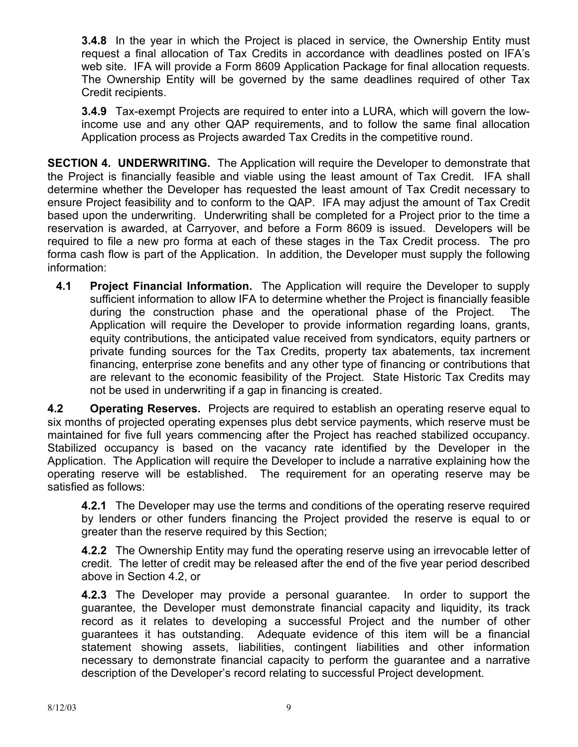**3.4.8** In the year in which the Project is placed in service, the Ownership Entity must request a final allocation of Tax Credits in accordance with deadlines posted on IFA's web site. IFA will provide a Form 8609 Application Package for final allocation requests. The Ownership Entity will be governed by the same deadlines required of other Tax Credit recipients.

**3.4.9** Tax-exempt Projects are required to enter into a LURA, which will govern the low-income use and any other QAP requirements, and to follow the same final allocation Application process as Projects awarded Tax Credits in the competitive round.

**SECTION 4. UNDERWRITING.** The Application will require the Developer to demonstrate that the Project is financially feasible and viable using the least amount of Tax Credit. IFA shall determine whether the Developer has requested the least amount of Tax Credit necessary to ensure Project feasibility and to conform to the QAP. IFA may adjust the amount of Tax Credit based upon the underwriting. Underwriting shall be completed for a Project prior to the time a reservation is awarded, at Carryover, and before a Form 8609 is issued. Developers will be required to file a new pro forma at each of these stages in the Tax Credit process. The pro forma cash flow is part of the Application. In addition, the Developer must supply the following information:

**4.1 Project Financial Information.** The Application will require the Developer to supply sufficient information to allow IFA to determine whether the Project is financially feasible during the construction phase and the operational phase of the Project. The Application will require the Developer to provide information regarding loans, grants, equity contributions, the anticipated value received from syndicators, equity partners or private funding sources for the Tax Credits, property tax abatements, tax increment financing, enterprise zone benefits and any other type of financing or contributions that are relevant to the economic feasibility of the Project. State Historic Tax Credits may not be used in underwriting if a gap in financing is created.

**4.2 Operating Reserves.** Projects are required to establish an operating reserve equal to six months of projected operating expenses plus debt service payments, which reserve must be maintained for five full years commencing after the Project has reached stabilized occupancy. Stabilized occupancy is based on the vacancy rate identified by the Developer in the Application. The Application will require the Developer to include a narrative explaining how the operating reserve will be established. The requirement for an operating reserve may be satisfied as follows:

**4.2.1** The Developer may use the terms and conditions of the operating reserve required by lenders or other funders financing the Project provided the reserve is equal to or greater than the reserve required by this Section;

**4.2.2** The Ownership Entity may fund the operating reserve using an irrevocable letter of credit. The letter of credit may be released after the end of the five year period described above in Section 4.2, or

**4.2.3** The Developer may provide a personal guarantee. In order to support the guarantee, the Developer must demonstrate financial capacity and liquidity, its track record as it relates to developing a successful Project and the number of other guarantees it has outstanding. Adequate evidence of this item will be a financial statement showing assets, liabilities, contingent liabilities and other information necessary to demonstrate financial capacity to perform the guarantee and a narrative description of the Developer's record relating to successful Project development.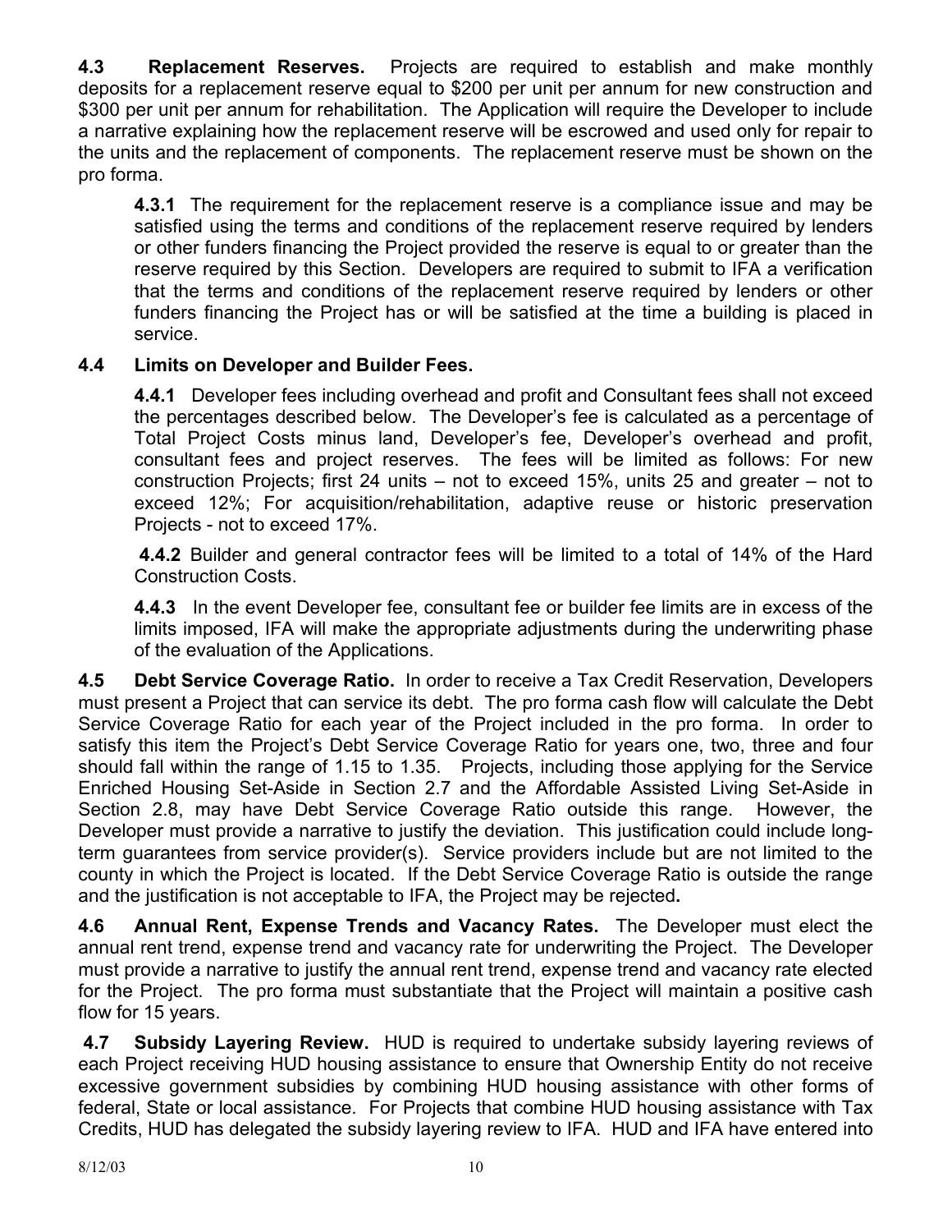**4.3 Replacement Reserves.** Projects are required to establish and make monthly deposits for a replacement reserve equal to $200 per unit per annum for new construction and $300 per unit per annum for rehabilitation. The Application will require the Developer to include a narrative explaining how the replacement reserve will be escrowed and used only for repair to the units and the replacement of components. The replacement reserve must be shown on the pro forma.

**4.3.1** The requirement for the replacement reserve is a compliance issue and may be satisfied using the terms and conditions of the replacement reserve required by lenders or other funders financing the Project provided the reserve is equal to or greater than the reserve required by this Section. Developers are required to submit to IFA a verification that the terms and conditions of the replacement reserve required by lenders or other funders financing the Project has or will be satisfied at the time a building is placed in service.

**4.4 Limits on Developer and Builder Fees.**

**4.4.1** Developer fees including overhead and profit and Consultant fees shall not exceed the percentages described below. The Developer's fee is calculated as a percentage of Total Project Costs minus land, Developer's fee, Developer's overhead and profit, consultant fees and project reserves. The fees will be limited as follows: For new construction Projects; first 24 units – not to exceed 15%, units 25 and greater – not to exceed 12%; For acquisition/rehabilitation, adaptive reuse or historic preservation Projects - not to exceed 17%.

**4.4.2** Builder and general contractor fees will be limited to a total of 14% of the Hard Construction Costs.

**4.4.3** In the event Developer fee, consultant fee or builder fee limits are in excess of the limits imposed, IFA will make the appropriate adjustments during the underwriting phase of the evaluation of the Applications.

**4.5 Debt Service Coverage Ratio.** In order to receive a Tax Credit Reservation, Developers must present a Project that can service its debt. The pro forma cash flow will calculate the Debt Service Coverage Ratio for each year of the Project included in the pro forma. In order to satisfy this item the Project's Debt Service Coverage Ratio for years one, two, three and four should fall within the range of 1.15 to 1.35. Projects, including those applying for the Service Enriched Housing Set-Aside in Section 2.7 and the Affordable Assisted Living Set-Aside in Section 2.8, may have Debt Service Coverage Ratio outside this range. However, the Developer must provide a narrative to justify the deviation. This justification could include long-term guarantees from service provider(s). Service providers include but are not limited to the county in which the Project is located. If the Debt Service Coverage Ratio is outside the range and the justification is not acceptable to IFA, the Project may be rejected**.**

**4.6 Annual Rent, Expense Trends and Vacancy Rates.** The Developer must elect the annual rent trend, expense trend and vacancy rate for underwriting the Project. The Developer must provide a narrative to justify the annual rent trend, expense trend and vacancy rate elected for the Project. The pro forma must substantiate that the Project will maintain a positive cash flow for 15 years.

**4.7 Subsidy Layering Review.** HUD is required to undertake subsidy layering reviews of each Project receiving HUD housing assistance to ensure that Ownership Entity do not receive excessive government subsidies by combining HUD housing assistance with other forms of federal, State or local assistance. For Projects that combine HUD housing assistance with Tax Credits, HUD has delegated the subsidy layering review to IFA. HUD and IFA have entered into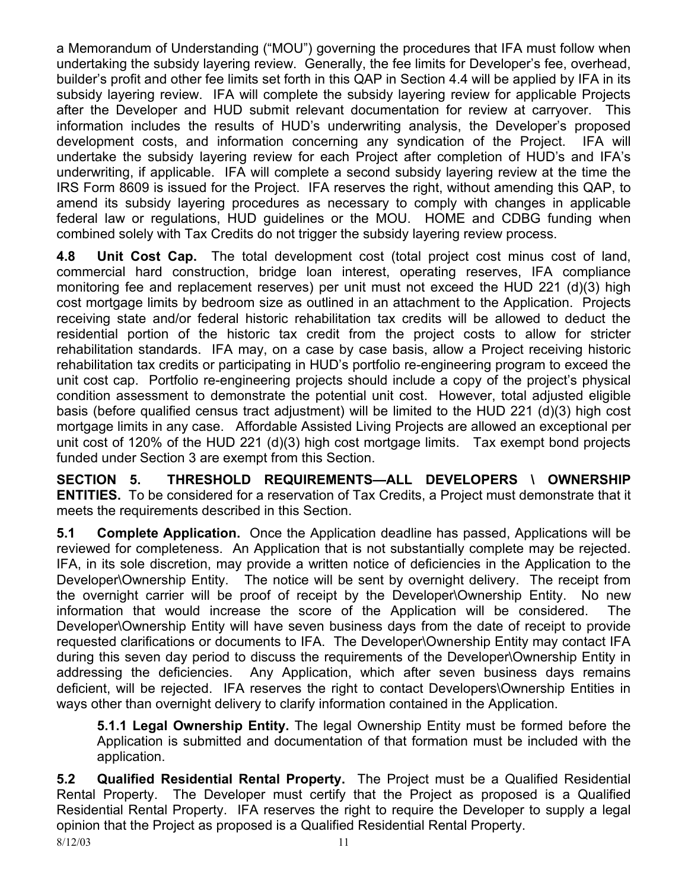a Memorandum of Understanding ("MOU") governing the procedures that IFA must follow when undertaking the subsidy layering review. Generally, the fee limits for Developer's fee, overhead, builder's profit and other fee limits set forth in this QAP in Section 4.4 will be applied by IFA in its subsidy layering review. IFA will complete the subsidy layering review for applicable Projects after the Developer and HUD submit relevant documentation for review at carryover. This information includes the results of HUD's underwriting analysis, the Developer's proposed development costs, and information concerning any syndication of the Project. IFA will undertake the subsidy layering review for each Project after completion of HUD's and IFA's underwriting, if applicable. IFA will complete a second subsidy layering review at the time the IRS Form 8609 is issued for the Project. IFA reserves the right, without amending this QAP, to amend its subsidy layering procedures as necessary to comply with changes in applicable federal law or regulations, HUD guidelines or the MOU. HOME and CDBG funding when combined solely with Tax Credits do not trigger the subsidy layering review process.

**4.8 Unit Cost Cap.** The total development cost (total project cost minus cost of land, commercial hard construction, bridge loan interest, operating reserves, IFA compliance monitoring fee and replacement reserves) per unit must not exceed the HUD 221 (d)(3) high cost mortgage limits by bedroom size as outlined in an attachment to the Application. Projects receiving state and/or federal historic rehabilitation tax credits will be allowed to deduct the residential portion of the historic tax credit from the project costs to allow for stricter rehabilitation standards. IFA may, on a case by case basis, allow a Project receiving historic rehabilitation tax credits or participating in HUD's portfolio re-engineering program to exceed the unit cost cap. Portfolio re-engineering projects should include a copy of the project's physical condition assessment to demonstrate the potential unit cost. However, total adjusted eligible basis (before qualified census tract adjustment) will be limited to the HUD 221 (d)(3) high cost mortgage limits in any case. Affordable Assisted Living Projects are allowed an exceptional per unit cost of 120% of the HUD 221 (d)(3) high cost mortgage limits. Tax exempt bond projects funded under Section 3 are exempt from this Section.

**SECTION 5. THRESHOLD REQUIREMENTS—ALL DEVELOPERS \ OWNERSHIP ENTITIES.** To be considered for a reservation of Tax Credits, a Project must demonstrate that it meets the requirements described in this Section.

**5.1 Complete Application.** Once the Application deadline has passed, Applications will be reviewed for completeness. An Application that is not substantially complete may be rejected. IFA, in its sole discretion, may provide a written notice of deficiencies in the Application to the Developer\Ownership Entity. The notice will be sent by overnight delivery. The receipt from the overnight carrier will be proof of receipt by the Developer\Ownership Entity. No new information that would increase the score of the Application will be considered. The Developer\Ownership Entity will have seven business days from the date of receipt to provide requested clarifications or documents to IFA. The Developer\Ownership Entity may contact IFA during this seven day period to discuss the requirements of the Developer\Ownership Entity in addressing the deficiencies. Any Application, which after seven business days remains deficient, will be rejected. IFA reserves the right to contact Developers\Ownership Entities in ways other than overnight delivery to clarify information contained in the Application.

**5.1.1 Legal Ownership Entity.** The legal Ownership Entity must be formed before the Application is submitted and documentation of that formation must be included with the application.

**5.2 Qualified Residential Rental Property.** The Project must be a Qualified Residential Rental Property. The Developer must certify that the Project as proposed is a Qualified Residential Rental Property. IFA reserves the right to require the Developer to supply a legal opinion that the Project as proposed is a Qualified Residential Rental Property.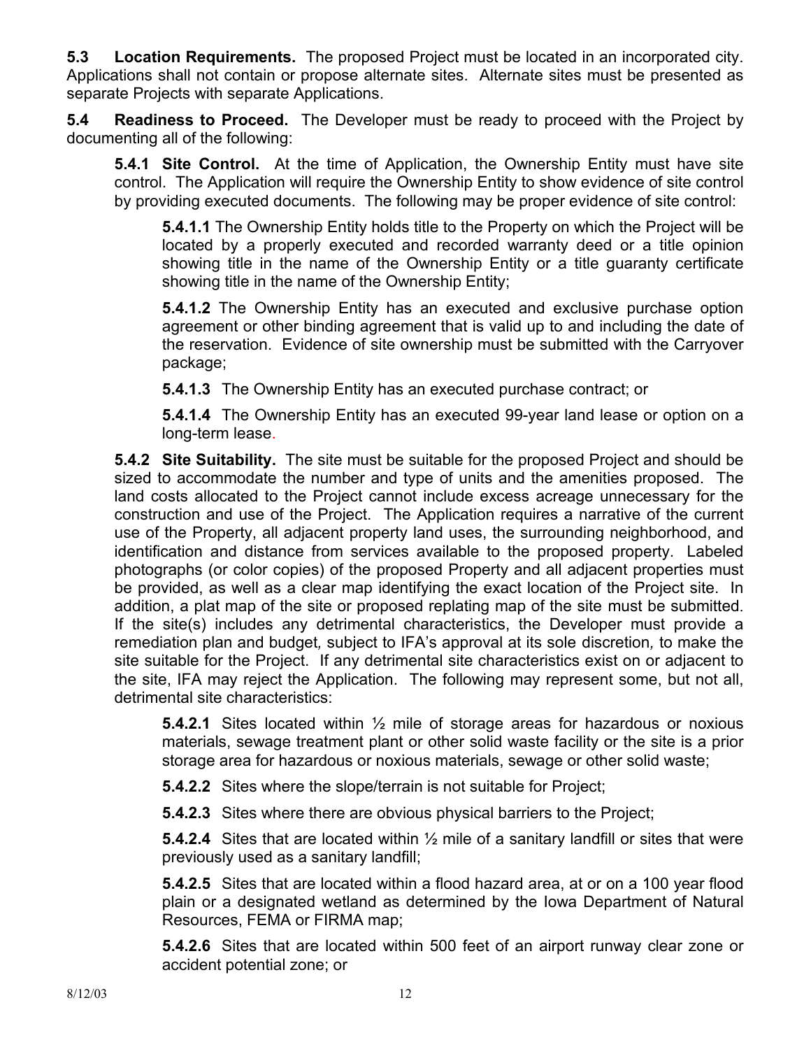**5.3 Location Requirements.** The proposed Project must be located in an incorporated city. Applications shall not contain or propose alternate sites. Alternate sites must be presented as separate Projects with separate Applications.

**5.4 Readiness to Proceed.** The Developer must be ready to proceed with the Project by documenting all of the following:

**5.4.1 Site Control.** At the time of Application, the Ownership Entity must have site control. The Application will require the Ownership Entity to show evidence of site control by providing executed documents. The following may be proper evidence of site control:

**5.4.1.1** The Ownership Entity holds title to the Property on which the Project will be located by a properly executed and recorded warranty deed or a title opinion showing title in the name of the Ownership Entity or a title guaranty certificate showing title in the name of the Ownership Entity;

**5.4.1.2** The Ownership Entity has an executed and exclusive purchase option agreement or other binding agreement that is valid up to and including the date of the reservation. Evidence of site ownership must be submitted with the Carryover package;

**5.4.1.3** The Ownership Entity has an executed purchase contract; or

**5.4.1.4** The Ownership Entity has an executed 99-year land lease or option on a long-term lease.

**5.4.2 Site Suitability.** The site must be suitable for the proposed Project and should be sized to accommodate the number and type of units and the amenities proposed. The land costs allocated to the Project cannot include excess acreage unnecessary for the construction and use of the Project. The Application requires a narrative of the current use of the Property, all adjacent property land uses, the surrounding neighborhood, and identification and distance from services available to the proposed property. Labeled photographs (or color copies) of the proposed Property and all adjacent properties must be provided, as well as a clear map identifying the exact location of the Project site. In addition, a plat map of the site or proposed replating map of the site must be submitted. If the site(s) includes any detrimental characteristics, the Developer must provide a remediation plan and budget*,* subject to IFA's approval at its sole discretion*,* to make the site suitable for the Project. If any detrimental site characteristics exist on or adjacent to the site, IFA may reject the Application. The following may represent some, but not all, detrimental site characteristics:

**5.4.2.1** Sites located within ½ mile of storage areas for hazardous or noxious materials, sewage treatment plant or other solid waste facility or the site is a prior storage area for hazardous or noxious materials, sewage or other solid waste;

**5.4.2.2** Sites where the slope/terrain is not suitable for Project;

**5.4.2.3** Sites where there are obvious physical barriers to the Project;

**5.4.2.4** Sites that are located within ½ mile of a sanitary landfill or sites that were previously used as a sanitary landfill;

**5.4.2.5** Sites that are located within a flood hazard area, at or on a 100 year flood plain or a designated wetland as determined by the Iowa Department of Natural Resources, FEMA or FIRMA map;

**5.4.2.6** Sites that are located within 500 feet of an airport runway clear zone or accident potential zone; or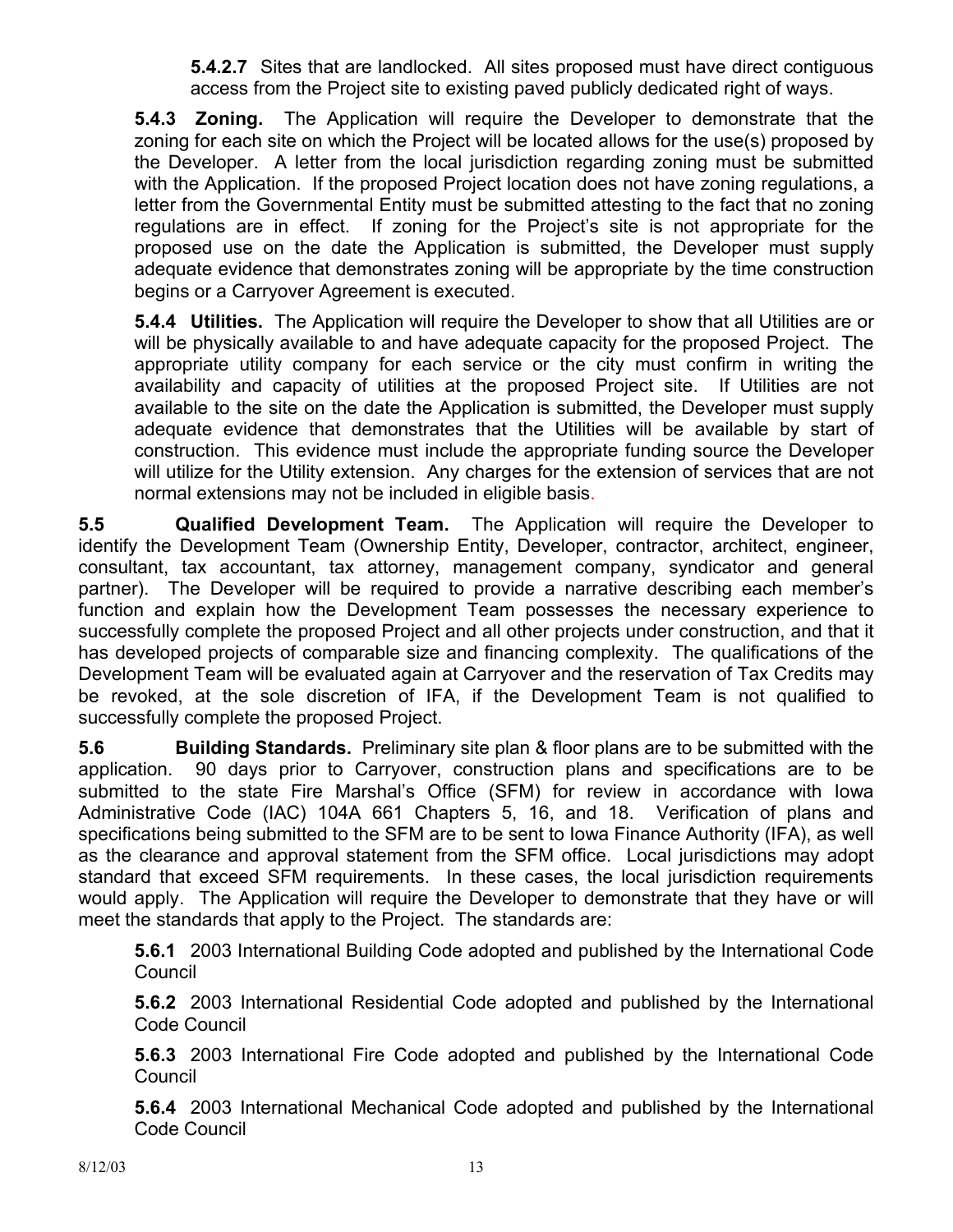**5.4.2.7** Sites that are landlocked. All sites proposed must have direct contiguous access from the Project site to existing paved publicly dedicated right of ways.

**5.4.3 Zoning.** The Application will require the Developer to demonstrate that the zoning for each site on which the Project will be located allows for the use(s) proposed by the Developer. A letter from the local jurisdiction regarding zoning must be submitted with the Application. If the proposed Project location does not have zoning regulations, a letter from the Governmental Entity must be submitted attesting to the fact that no zoning regulations are in effect. If zoning for the Project's site is not appropriate for the proposed use on the date the Application is submitted, the Developer must supply adequate evidence that demonstrates zoning will be appropriate by the time construction begins or a Carryover Agreement is executed.

**5.4.4 Utilities.** The Application will require the Developer to show that all Utilities are or will be physically available to and have adequate capacity for the proposed Project. The appropriate utility company for each service or the city must confirm in writing the availability and capacity of utilities at the proposed Project site. If Utilities are not available to the site on the date the Application is submitted, the Developer must supply adequate evidence that demonstrates that the Utilities will be available by start of construction. This evidence must include the appropriate funding source the Developer will utilize for the Utility extension. Any charges for the extension of services that are not normal extensions may not be included in eligible basis.

**5.5 Qualified Development Team.** The Application will require the Developer to identify the Development Team (Ownership Entity, Developer, contractor, architect, engineer, consultant, tax accountant, tax attorney, management company, syndicator and general partner). The Developer will be required to provide a narrative describing each member's function and explain how the Development Team possesses the necessary experience to successfully complete the proposed Project and all other projects under construction, and that it has developed projects of comparable size and financing complexity. The qualifications of the Development Team will be evaluated again at Carryover and the reservation of Tax Credits may be revoked, at the sole discretion of IFA, if the Development Team is not qualified to successfully complete the proposed Project.

**5.6 Building Standards.** Preliminary site plan & floor plans are to be submitted with the application. 90 days prior to Carryover, construction plans and specifications are to be submitted to the state Fire Marshal's Office (SFM) for review in accordance with Iowa Administrative Code (IAC) 104A 661 Chapters 5, 16, and 18. Verification of plans and specifications being submitted to the SFM are to be sent to Iowa Finance Authority (IFA), as well as the clearance and approval statement from the SFM office. Local jurisdictions may adopt standard that exceed SFM requirements. In these cases, the local jurisdiction requirements would apply. The Application will require the Developer to demonstrate that they have or will meet the standards that apply to the Project. The standards are:

**5.6.1** 2003 International Building Code adopted and published by the International Code Council

**5.6.2** 2003 International Residential Code adopted and published by the International Code Council

**5.6.3** 2003 International Fire Code adopted and published by the International Code Council

**5.6.4** 2003 International Mechanical Code adopted and published by the International Code Council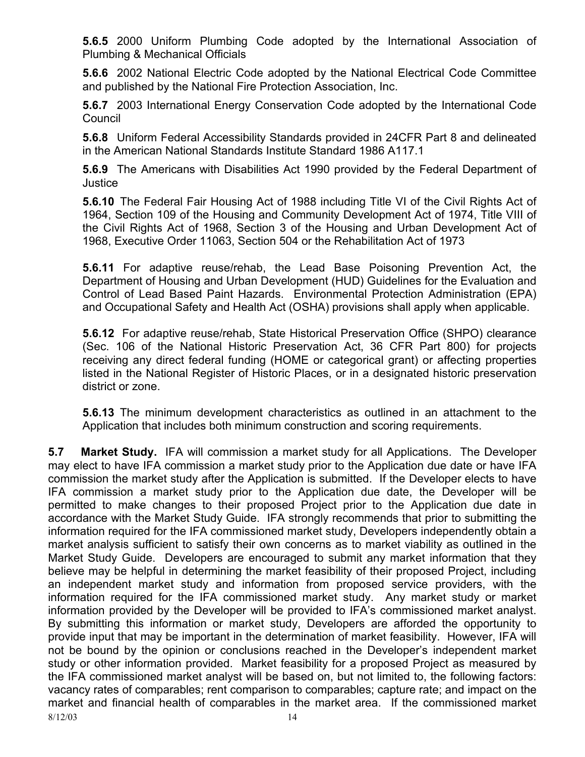**5.6.5** 2000 Uniform Plumbing Code adopted by the International Association of Plumbing & Mechanical Officials

**5.6.6** 2002 National Electric Code adopted by the National Electrical Code Committee and published by the National Fire Protection Association, Inc.

**5.6.7** 2003 International Energy Conservation Code adopted by the International Code Council

**5.6.8** Uniform Federal Accessibility Standards provided in 24CFR Part 8 and delineated in the American National Standards Institute Standard 1986 A117.1

**5.6.9** The Americans with Disabilities Act 1990 provided by the Federal Department of Justice

**5.6.10** The Federal Fair Housing Act of 1988 including Title VI of the Civil Rights Act of 1964, Section 109 of the Housing and Community Development Act of 1974, Title VIII of the Civil Rights Act of 1968, Section 3 of the Housing and Urban Development Act of 1968, Executive Order 11063, Section 504 or the Rehabilitation Act of 1973

**5.6.11** For adaptive reuse/rehab, the Lead Base Poisoning Prevention Act, the Department of Housing and Urban Development (HUD) Guidelines for the Evaluation and Control of Lead Based Paint Hazards. Environmental Protection Administration (EPA) and Occupational Safety and Health Act (OSHA) provisions shall apply when applicable.

**5.6.12** For adaptive reuse/rehab, State Historical Preservation Office (SHPO) clearance (Sec. 106 of the National Historic Preservation Act, 36 CFR Part 800) for projects receiving any direct federal funding (HOME or categorical grant) or affecting properties listed in the National Register of Historic Places, or in a designated historic preservation district or zone.

**5.6.13** The minimum development characteristics as outlined in an attachment to the Application that includes both minimum construction and scoring requirements.

**5.7 Market Study.** IFA will commission a market study for all Applications. The Developer may elect to have IFA commission a market study prior to the Application due date or have IFA commission the market study after the Application is submitted. If the Developer elects to have IFA commission a market study prior to the Application due date, the Developer will be permitted to make changes to their proposed Project prior to the Application due date in accordance with the Market Study Guide. IFA strongly recommends that prior to submitting the information required for the IFA commissioned market study, Developers independently obtain a market analysis sufficient to satisfy their own concerns as to market viability as outlined in the Market Study Guide. Developers are encouraged to submit any market information that they believe may be helpful in determining the market feasibility of their proposed Project, including an independent market study and information from proposed service providers, with the information required for the IFA commissioned market study. Any market study or market information provided by the Developer will be provided to IFA's commissioned market analyst. By submitting this information or market study, Developers are afforded the opportunity to provide input that may be important in the determination of market feasibility. However, IFA will not be bound by the opinion or conclusions reached in the Developer's independent market study or other information provided. Market feasibility for a proposed Project as measured by the IFA commissioned market analyst will be based on, but not limited to, the following factors: vacancy rates of comparables; rent comparison to comparables; capture rate; and impact on the market and financial health of comparables in the market area. If the commissioned market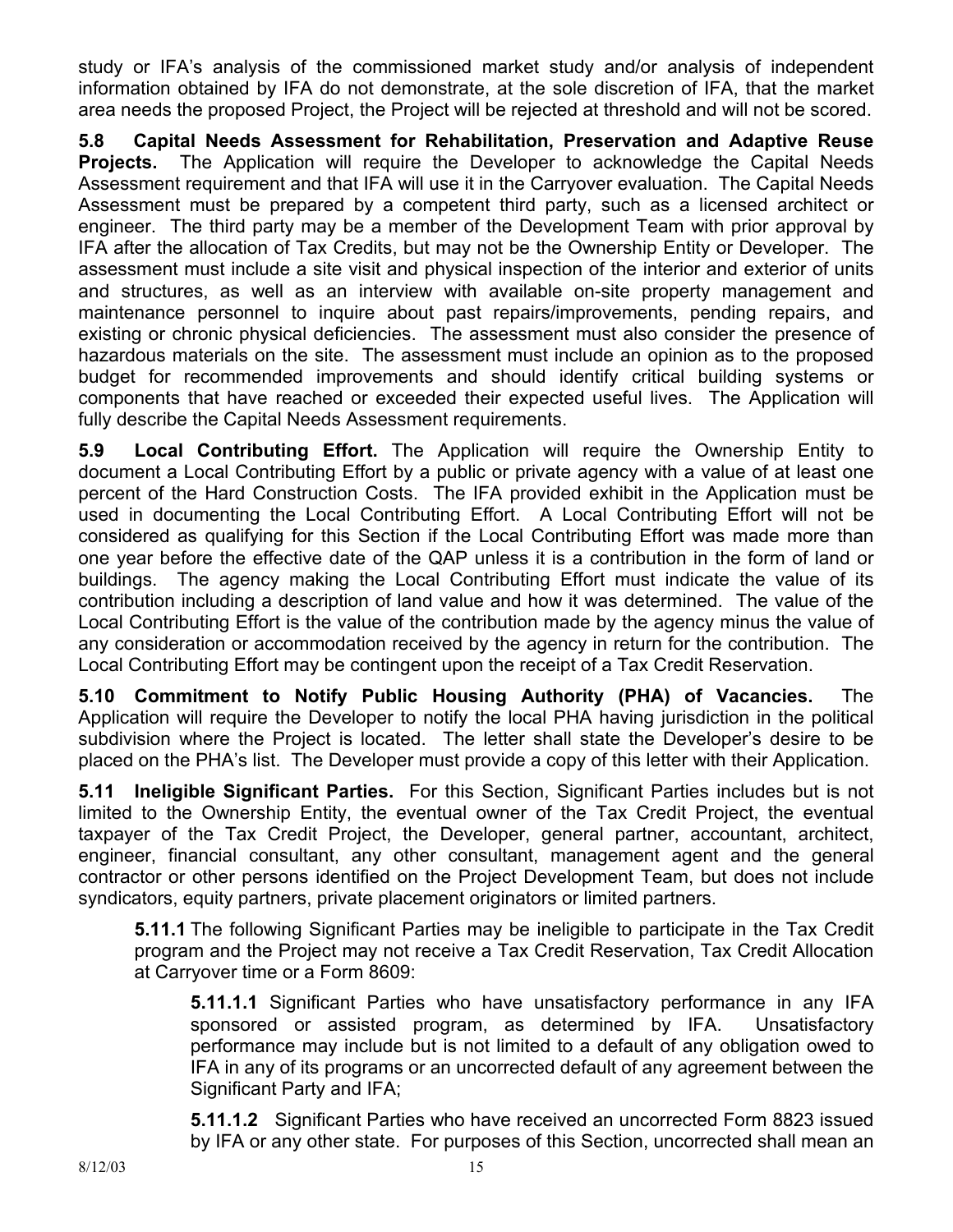study or IFA's analysis of the commissioned market study and/or analysis of independent information obtained by IFA do not demonstrate, at the sole discretion of IFA, that the market area needs the proposed Project, the Project will be rejected at threshold and will not be scored.

**5.8 Capital Needs Assessment for Rehabilitation, Preservation and Adaptive Reuse Projects.** The Application will require the Developer to acknowledge the Capital Needs Assessment requirement and that IFA will use it in the Carryover evaluation. The Capital Needs Assessment must be prepared by a competent third party, such as a licensed architect or engineer. The third party may be a member of the Development Team with prior approval by IFA after the allocation of Tax Credits, but may not be the Ownership Entity or Developer. The assessment must include a site visit and physical inspection of the interior and exterior of units and structures, as well as an interview with available on-site property management and maintenance personnel to inquire about past repairs/improvements, pending repairs, and existing or chronic physical deficiencies. The assessment must also consider the presence of hazardous materials on the site. The assessment must include an opinion as to the proposed budget for recommended improvements and should identify critical building systems or components that have reached or exceeded their expected useful lives. The Application will fully describe the Capital Needs Assessment requirements.

**5.9 Local Contributing Effort.** The Application will require the Ownership Entity to document a Local Contributing Effort by a public or private agency with a value of at least one percent of the Hard Construction Costs. The IFA provided exhibit in the Application must be used in documenting the Local Contributing Effort. A Local Contributing Effort will not be considered as qualifying for this Section if the Local Contributing Effort was made more than one year before the effective date of the QAP unless it is a contribution in the form of land or buildings. The agency making the Local Contributing Effort must indicate the value of its contribution including a description of land value and how it was determined. The value of the Local Contributing Effort is the value of the contribution made by the agency minus the value of any consideration or accommodation received by the agency in return for the contribution. The Local Contributing Effort may be contingent upon the receipt of a Tax Credit Reservation.

**5.10 Commitment to Notify Public Housing Authority (PHA) of Vacancies.** The Application will require the Developer to notify the local PHA having jurisdiction in the political subdivision where the Project is located. The letter shall state the Developer's desire to be placed on the PHA's list. The Developer must provide a copy of this letter with their Application.

**5.11 Ineligible Significant Parties.** For this Section, Significant Parties includes but is not limited to the Ownership Entity, the eventual owner of the Tax Credit Project, the eventual taxpayer of the Tax Credit Project, the Developer, general partner, accountant, architect, engineer, financial consultant, any other consultant, management agent and the general contractor or other persons identified on the Project Development Team, but does not include syndicators, equity partners, private placement originators or limited partners.

> **5.11.1** The following Significant Parties may be ineligible to participate in the Tax Credit program and the Project may not receive a Tax Credit Reservation, Tax Credit Allocation at Carryover time or a Form 8609:
>
> > **5.11.1.1** Significant Parties who have unsatisfactory performance in any IFA sponsored or assisted program, as determined by IFA. Unsatisfactory performance may include but is not limited to a default of any obligation owed to IFA in any of its programs or an uncorrected default of any agreement between the Significant Party and IFA;
> >
> > **5.11.1.2** Significant Parties who have received an uncorrected Form 8823 issued by IFA or any other state. For purposes of this Section, uncorrected shall mean an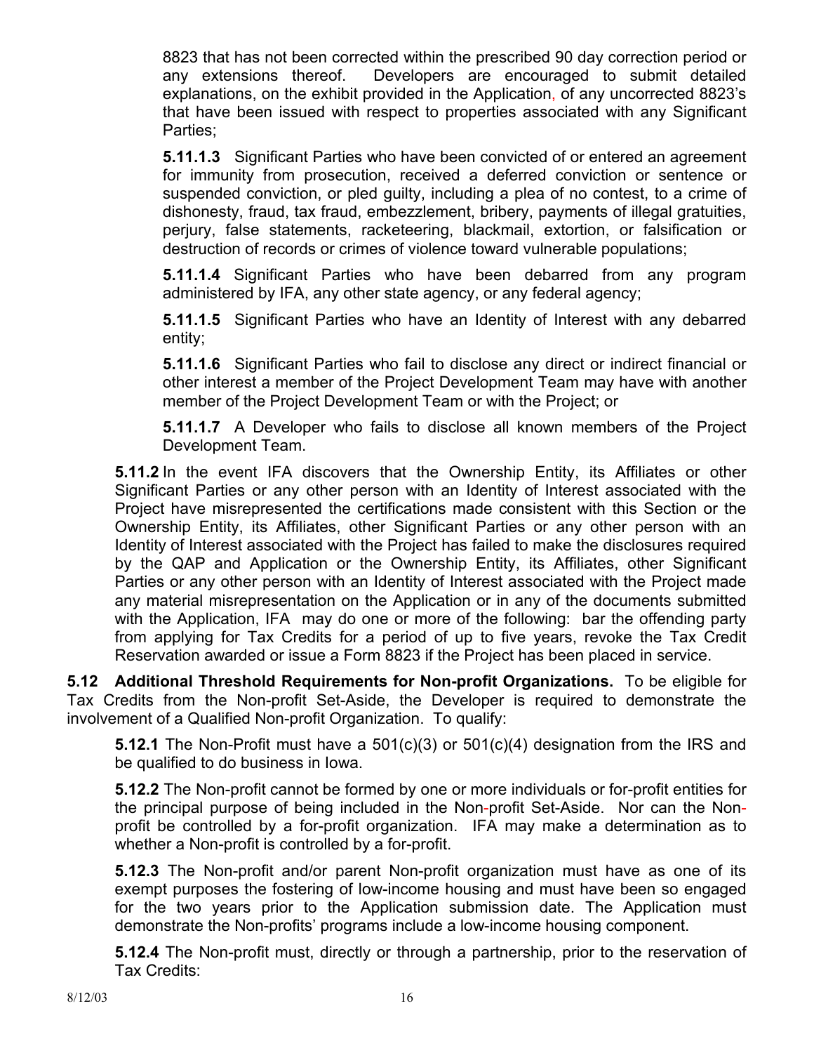8823 that has not been corrected within the prescribed 90 day correction period or any extensions thereof. Developers are encouraged to submit detailed explanations, on the exhibit provided in the Application, of any uncorrected 8823's that have been issued with respect to properties associated with any Significant Parties;

**5.11.1.3** Significant Parties who have been convicted of or entered an agreement for immunity from prosecution, received a deferred conviction or sentence or suspended conviction, or pled guilty, including a plea of no contest, to a crime of dishonesty, fraud, tax fraud, embezzlement, bribery, payments of illegal gratuities, perjury, false statements, racketeering, blackmail, extortion, or falsification or destruction of records or crimes of violence toward vulnerable populations;

**5.11.1.4** Significant Parties who have been debarred from any program administered by IFA, any other state agency, or any federal agency;

**5.11.1.5** Significant Parties who have an Identity of Interest with any debarred entity;

**5.11.1.6** Significant Parties who fail to disclose any direct or indirect financial or other interest a member of the Project Development Team may have with another member of the Project Development Team or with the Project; or

**5.11.1.7** A Developer who fails to disclose all known members of the Project Development Team.

**5.11.2** In the event IFA discovers that the Ownership Entity, its Affiliates or other Significant Parties or any other person with an Identity of Interest associated with the Project have misrepresented the certifications made consistent with this Section or the Ownership Entity, its Affiliates, other Significant Parties or any other person with an Identity of Interest associated with the Project has failed to make the disclosures required by the QAP and Application or the Ownership Entity, its Affiliates, other Significant Parties or any other person with an Identity of Interest associated with the Project made any material misrepresentation on the Application or in any of the documents submitted with the Application, IFA may do one or more of the following: bar the offending party from applying for Tax Credits for a period of up to five years, revoke the Tax Credit Reservation awarded or issue a Form 8823 if the Project has been placed in service.

**5.12 Additional Threshold Requirements for Non-profit Organizations.** To be eligible for Tax Credits from the Non-profit Set-Aside, the Developer is required to demonstrate the involvement of a Qualified Non-profit Organization. To qualify:

**5.12.1** The Non-Profit must have a 501(c)(3) or 501(c)(4) designation from the IRS and be qualified to do business in Iowa.

**5.12.2** The Non-profit cannot be formed by one or more individuals or for-profit entities for the principal purpose of being included in the Non-profit Set-Aside. Nor can the Non-profit be controlled by a for-profit organization. IFA may make a determination as to whether a Non-profit is controlled by a for-profit.

**5.12.3** The Non-profit and/or parent Non-profit organization must have as one of its exempt purposes the fostering of low-income housing and must have been so engaged for the two years prior to the Application submission date. The Application must demonstrate the Non-profits' programs include a low-income housing component.

**5.12.4** The Non-profit must, directly or through a partnership, prior to the reservation of Tax Credits: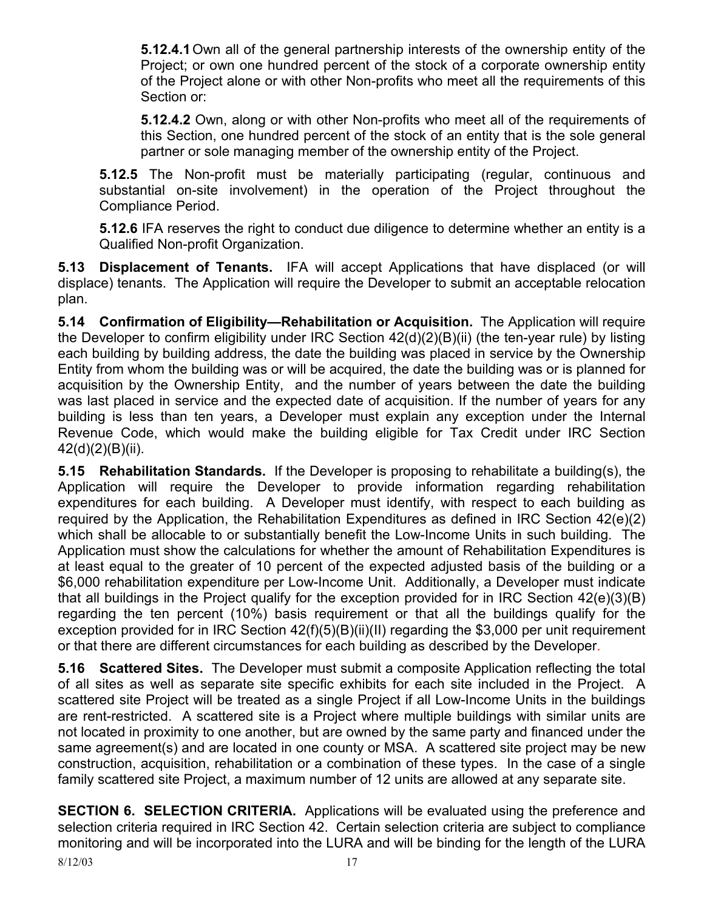**5.12.4.1** Own all of the general partnership interests of the ownership entity of the Project; or own one hundred percent of the stock of a corporate ownership entity of the Project alone or with other Non-profits who meet all the requirements of this Section or:

**5.12.4.2** Own, along or with other Non-profits who meet all of the requirements of this Section, one hundred percent of the stock of an entity that is the sole general partner or sole managing member of the ownership entity of the Project.

**5.12.5** The Non-profit must be materially participating (regular, continuous and substantial on-site involvement) in the operation of the Project throughout the Compliance Period.

**5.12.6** IFA reserves the right to conduct due diligence to determine whether an entity is a Qualified Non-profit Organization.

**5.13 Displacement of Tenants.** IFA will accept Applications that have displaced (or will displace) tenants. The Application will require the Developer to submit an acceptable relocation plan.

**5.14 Confirmation of Eligibility—Rehabilitation or Acquisition.** The Application will require the Developer to confirm eligibility under IRC Section 42(d)(2)(B)(ii) (the ten-year rule) by listing each building by building address, the date the building was placed in service by the Ownership Entity from whom the building was or will be acquired, the date the building was or is planned for acquisition by the Ownership Entity, and the number of years between the date the building was last placed in service and the expected date of acquisition. If the number of years for any building is less than ten years, a Developer must explain any exception under the Internal Revenue Code, which would make the building eligible for Tax Credit under IRC Section 42(d)(2)(B)(ii).

**5.15 Rehabilitation Standards.** If the Developer is proposing to rehabilitate a building(s), the Application will require the Developer to provide information regarding rehabilitation expenditures for each building. A Developer must identify, with respect to each building as required by the Application, the Rehabilitation Expenditures as defined in IRC Section 42(e)(2) which shall be allocable to or substantially benefit the Low-Income Units in such building. The Application must show the calculations for whether the amount of Rehabilitation Expenditures is at least equal to the greater of 10 percent of the expected adjusted basis of the building or a $6,000 rehabilitation expenditure per Low-Income Unit. Additionally, a Developer must indicate that all buildings in the Project qualify for the exception provided for in IRC Section 42(e)(3)(B) regarding the ten percent (10%) basis requirement or that all the buildings qualify for the exception provided for in IRC Section 42(f)(5)(B)(ii)(II) regarding the $3,000 per unit requirement or that there are different circumstances for each building as described by the Developer.

**5.16 Scattered Sites.** The Developer must submit a composite Application reflecting the total of all sites as well as separate site specific exhibits for each site included in the Project. A scattered site Project will be treated as a single Project if all Low-Income Units in the buildings are rent-restricted. A scattered site is a Project where multiple buildings with similar units are not located in proximity to one another, but are owned by the same party and financed under the same agreement(s) and are located in one county or MSA. A scattered site project may be new construction, acquisition, rehabilitation or a combination of these types. In the case of a single family scattered site Project, a maximum number of 12 units are allowed at any separate site.

**SECTION 6. SELECTION CRITERIA.** Applications will be evaluated using the preference and selection criteria required in IRC Section 42. Certain selection criteria are subject to compliance monitoring and will be incorporated into the LURA and will be binding for the length of the LURA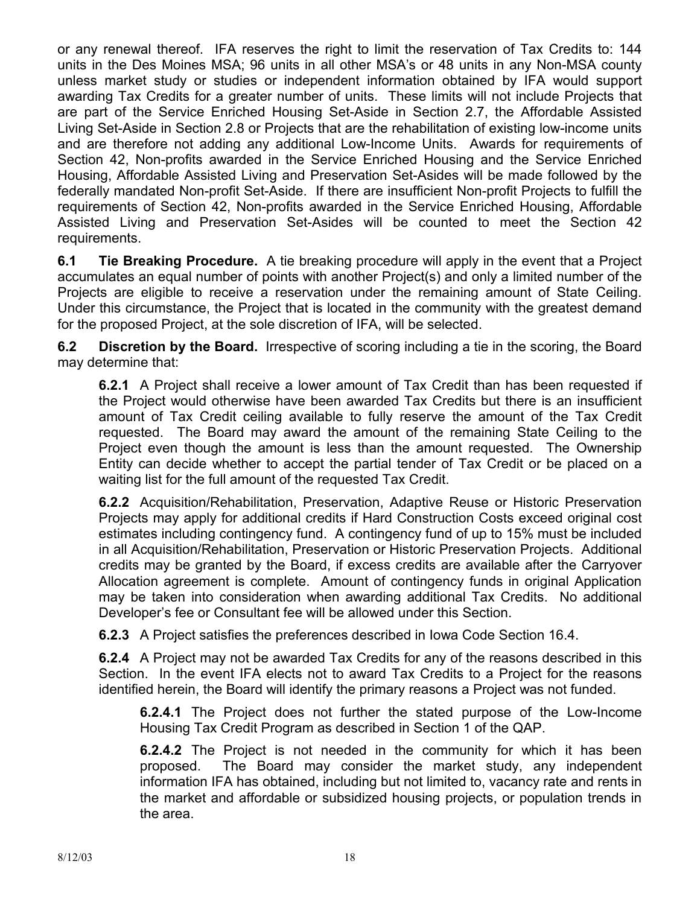or any renewal thereof. IFA reserves the right to limit the reservation of Tax Credits to: 144 units in the Des Moines MSA; 96 units in all other MSA's or 48 units in any Non-MSA county unless market study or studies or independent information obtained by IFA would support awarding Tax Credits for a greater number of units. These limits will not include Projects that are part of the Service Enriched Housing Set-Aside in Section 2.7, the Affordable Assisted Living Set-Aside in Section 2.8 or Projects that are the rehabilitation of existing low-income units and are therefore not adding any additional Low-Income Units. Awards for requirements of Section 42, Non-profits awarded in the Service Enriched Housing and the Service Enriched Housing, Affordable Assisted Living and Preservation Set-Asides will be made followed by the federally mandated Non-profit Set-Aside. If there are insufficient Non-profit Projects to fulfill the requirements of Section 42, Non-profits awarded in the Service Enriched Housing, Affordable Assisted Living and Preservation Set-Asides will be counted to meet the Section 42 requirements.

**6.1 Tie Breaking Procedure.** A tie breaking procedure will apply in the event that a Project accumulates an equal number of points with another Project(s) and only a limited number of the Projects are eligible to receive a reservation under the remaining amount of State Ceiling. Under this circumstance, the Project that is located in the community with the greatest demand for the proposed Project, at the sole discretion of IFA, will be selected.

**6.2 Discretion by the Board.** Irrespective of scoring including a tie in the scoring, the Board may determine that:

**6.2.1** A Project shall receive a lower amount of Tax Credit than has been requested if the Project would otherwise have been awarded Tax Credits but there is an insufficient amount of Tax Credit ceiling available to fully reserve the amount of the Tax Credit requested. The Board may award the amount of the remaining State Ceiling to the Project even though the amount is less than the amount requested. The Ownership Entity can decide whether to accept the partial tender of Tax Credit or be placed on a waiting list for the full amount of the requested Tax Credit.

**6.2.2** Acquisition/Rehabilitation, Preservation, Adaptive Reuse or Historic Preservation Projects may apply for additional credits if Hard Construction Costs exceed original cost estimates including contingency fund. A contingency fund of up to 15% must be included in all Acquisition/Rehabilitation, Preservation or Historic Preservation Projects. Additional credits may be granted by the Board, if excess credits are available after the Carryover Allocation agreement is complete. Amount of contingency funds in original Application may be taken into consideration when awarding additional Tax Credits. No additional Developer's fee or Consultant fee will be allowed under this Section.

**6.2.3** A Project satisfies the preferences described in Iowa Code Section 16.4.

**6.2.4** A Project may not be awarded Tax Credits for any of the reasons described in this Section. In the event IFA elects not to award Tax Credits to a Project for the reasons identified herein, the Board will identify the primary reasons a Project was not funded.

**6.2.4.1** The Project does not further the stated purpose of the Low-Income Housing Tax Credit Program as described in Section 1 of the QAP.

**6.2.4.2** The Project is not needed in the community for which it has been proposed. The Board may consider the market study, any independent information IFA has obtained, including but not limited to, vacancy rate and rents in the market and affordable or subsidized housing projects, or population trends in the area.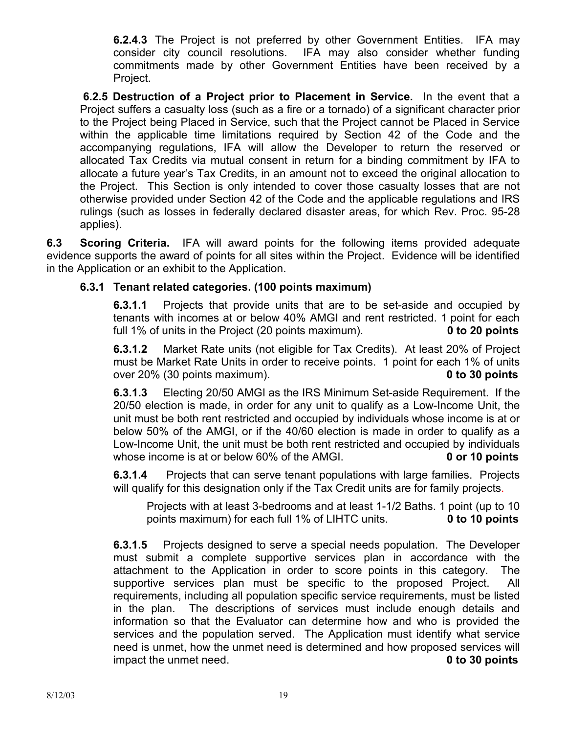**6.2.4.3** The Project is not preferred by other Government Entities. IFA may consider city council resolutions. IFA may also consider whether funding commitments made by other Government Entities have been received by a Project.

**6.2.5 Destruction of a Project prior to Placement in Service.** In the event that a Project suffers a casualty loss (such as a fire or a tornado) of a significant character prior to the Project being Placed in Service, such that the Project cannot be Placed in Service within the applicable time limitations required by Section 42 of the Code and the accompanying regulations, IFA will allow the Developer to return the reserved or allocated Tax Credits via mutual consent in return for a binding commitment by IFA to allocate a future year's Tax Credits, in an amount not to exceed the original allocation to the Project. This Section is only intended to cover those casualty losses that are not otherwise provided under Section 42 of the Code and the applicable regulations and IRS rulings (such as losses in federally declared disaster areas, for which Rev. Proc. 95-28 applies).

**6.3 Scoring Criteria.** IFA will award points for the following items provided adequate evidence supports the award of points for all sites within the Project. Evidence will be identified in the Application or an exhibit to the Application.

**6.3.1 Tenant related categories. (100 points maximum)**

**6.3.1.1** Projects that provide units that are to be set-aside and occupied by tenants with incomes at or below 40% AMGI and rent restricted. 1 point for each full 1% of units in the Project (20 points maximum). **0 to 20 points**

**6.3.1.2** Market Rate units (not eligible for Tax Credits). At least 20% of Project must be Market Rate Units in order to receive points. 1 point for each 1% of units over 20% (30 points maximum). **0 to 30 points**

**6.3.1.3** Electing 20/50 AMGI as the IRS Minimum Set-aside Requirement. If the 20/50 election is made, in order for any unit to qualify as a Low-Income Unit, the unit must be both rent restricted and occupied by individuals whose income is at or below 50% of the AMGI, or if the 40/60 election is made in order to qualify as a Low-Income Unit, the unit must be both rent restricted and occupied by individuals whose income is at or below 60% of the AMGI. **0 or 10 points**

**6.3.1.4** Projects that can serve tenant populations with large families. Projects will qualify for this designation only if the Tax Credit units are for family projects.

Projects with at least 3-bedrooms and at least 1-1/2 Baths. 1 point (up to 10 points maximum) for each full 1% of LIHTC units. **0 to 10 points**

**6.3.1.5** Projects designed to serve a special needs population. The Developer must submit a complete supportive services plan in accordance with the attachment to the Application in order to score points in this category. The supportive services plan must be specific to the proposed Project. All requirements, including all population specific service requirements, must be listed in the plan. The descriptions of services must include enough details and information so that the Evaluator can determine how and who is provided the services and the population served. The Application must identify what service need is unmet, how the unmet need is determined and how proposed services will impact the unmet need. **0 to 30 points**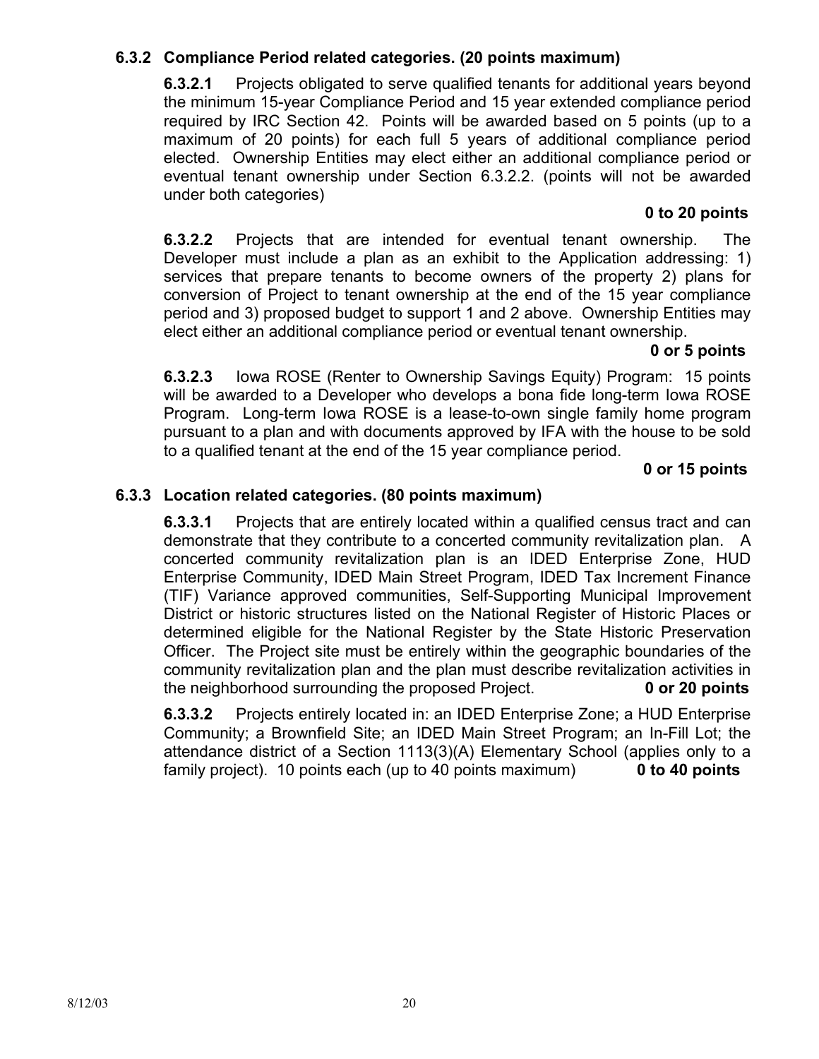### 6.3.2 Compliance Period related categories. (20 points maximum)

**6.3.2.1** Projects obligated to serve qualified tenants for additional years beyond the minimum 15-year Compliance Period and 15 year extended compliance period required by IRC Section 42. Points will be awarded based on 5 points (up to a maximum of 20 points) for each full 5 years of additional compliance period elected. Ownership Entities may elect either an additional compliance period or eventual tenant ownership under Section 6.3.2.2. (points will not be awarded under both categories)

**0 to 20 points**

**6.3.2.2** Projects that are intended for eventual tenant ownership. The Developer must include a plan as an exhibit to the Application addressing: 1) services that prepare tenants to become owners of the property 2) plans for conversion of Project to tenant ownership at the end of the 15 year compliance period and 3) proposed budget to support 1 and 2 above. Ownership Entities may elect either an additional compliance period or eventual tenant ownership.

**0 or 5 points**

**6.3.2.3** Iowa ROSE (Renter to Ownership Savings Equity) Program: 15 points will be awarded to a Developer who develops a bona fide long-term Iowa ROSE Program. Long-term Iowa ROSE is a lease-to-own single family home program pursuant to a plan and with documents approved by IFA with the house to be sold to a qualified tenant at the end of the 15 year compliance period.

**0 or 15 points**

### 6.3.3 Location related categories. (80 points maximum)

**6.3.3.1** Projects that are entirely located within a qualified census tract and can demonstrate that they contribute to a concerted community revitalization plan. A concerted community revitalization plan is an IDED Enterprise Zone, HUD Enterprise Community, IDED Main Street Program, IDED Tax Increment Finance (TIF) Variance approved communities, Self-Supporting Municipal Improvement District or historic structures listed on the National Register of Historic Places or determined eligible for the National Register by the State Historic Preservation Officer. The Project site must be entirely within the geographic boundaries of the community revitalization plan and the plan must describe revitalization activities in the neighborhood surrounding the proposed Project. **0 or 20 points**

**6.3.3.2** Projects entirely located in: an IDED Enterprise Zone; a HUD Enterprise Community; a Brownfield Site; an IDED Main Street Program; an In-Fill Lot; the attendance district of a Section 1113(3)(A) Elementary School (applies only to a family project). 10 points each (up to 40 points maximum) **0 to 40 points**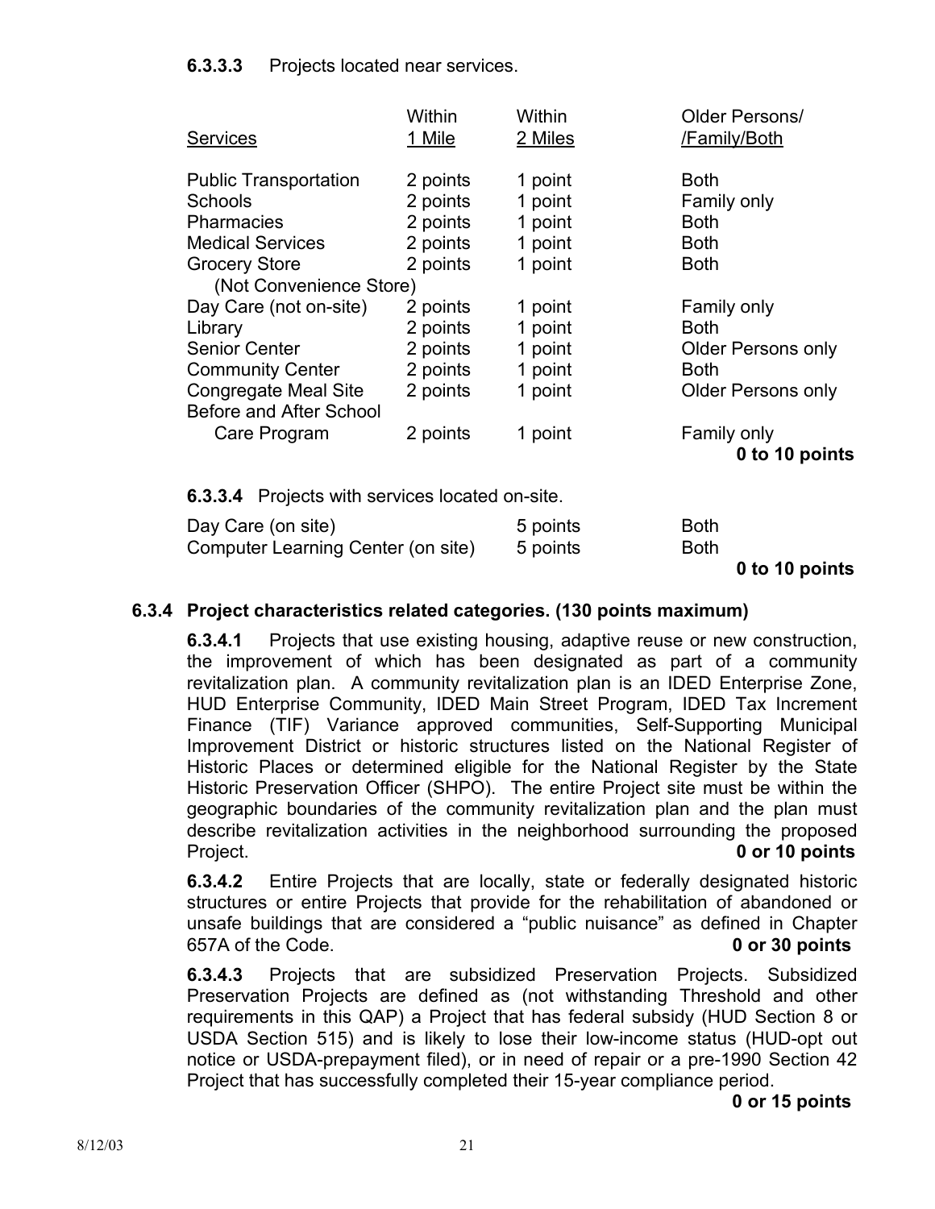**6.3.3.3** Projects located near services.

| Services | Within 1 Mile | Within 2 Miles | Older Persons/ /Family/Both |
|---|---|---|---|
| Public Transportation | 2 points | 1 point | Both |
| Schools | 2 points | 1 point | Family only |
| Pharmacies | 2 points | 1 point | Both |
| Medical Services | 2 points | 1 point | Both |
| Grocery Store (Not Convenience Store) | 2 points | 1 point | Both |
| Day Care (not on-site) | 2 points | 1 point | Family only |
| Library | 2 points | 1 point | Both |
| Senior Center | 2 points | 1 point | Older Persons only |
| Community Center | 2 points | 1 point | Both |
| Congregate Meal Site | 2 points | 1 point | Older Persons only |
| Before and After School Care Program | 2 points | 1 point | Family only |

**0 to 10 points**

**6.3.3.4** Projects with services located on-site.

| | | |
|---|---|---|
| Day Care (on site) | 5 points | Both |
| Computer Learning Center (on site) | 5 points | Both |

**0 to 10 points**

### 6.3.4 Project characteristics related categories. (130 points maximum)

**6.3.4.1** Projects that use existing housing, adaptive reuse or new construction, the improvement of which has been designated as part of a community revitalization plan. A community revitalization plan is an IDED Enterprise Zone, HUD Enterprise Community, IDED Main Street Program, IDED Tax Increment Finance (TIF) Variance approved communities, Self-Supporting Municipal Improvement District or historic structures listed on the National Register of Historic Places or determined eligible for the National Register by the State Historic Preservation Officer (SHPO). The entire Project site must be within the geographic boundaries of the community revitalization plan and the plan must describe revitalization activities in the neighborhood surrounding the proposed Project. **0 or 10 points**

**6.3.4.2** Entire Projects that are locally, state or federally designated historic structures or entire Projects that provide for the rehabilitation of abandoned or unsafe buildings that are considered a "public nuisance" as defined in Chapter 657A of the Code. **0 or 30 points**

**6.3.4.3** Projects that are subsidized Preservation Projects. Subsidized Preservation Projects are defined as (not withstanding Threshold and other requirements in this QAP) a Project that has federal subsidy (HUD Section 8 or USDA Section 515) and is likely to lose their low-income status (HUD-opt out notice or USDA-prepayment filed), or in need of repair or a pre-1990 Section 42 Project that has successfully completed their 15-year compliance period. **0 or 15 points**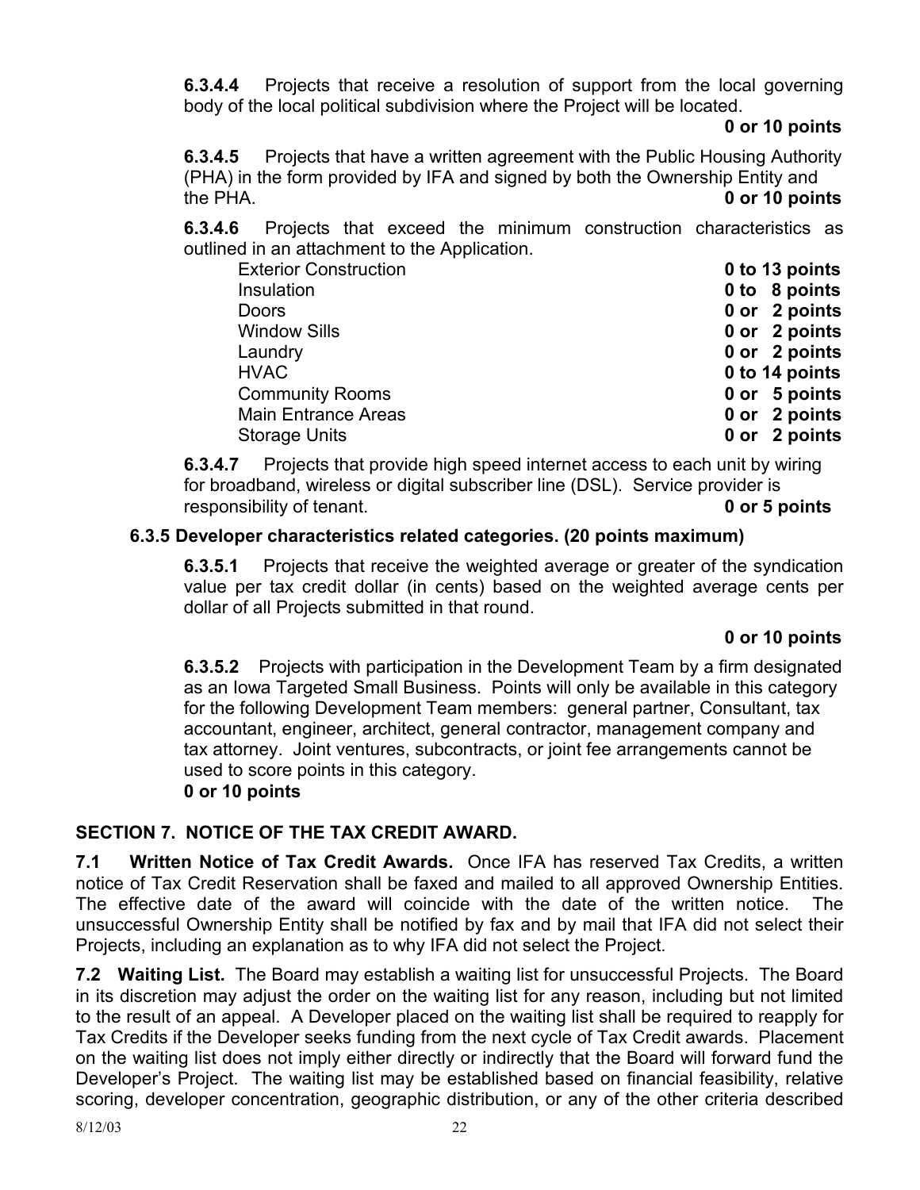**6.3.4.4** Projects that receive a resolution of support from the local governing body of the local political subdivision where the Project will be located.

**0 or 10 points**

**6.3.4.5** Projects that have a written agreement with the Public Housing Authority (PHA) in the form provided by IFA and signed by both the Ownership Entity and the PHA. **0 or 10 points**

**6.3.4.6** Projects that exceed the minimum construction characteristics as outlined in an attachment to the Application.

| | |
|---|---|
| Exterior Construction | **0 to 13 points** |
| Insulation | **0 to 8 points** |
| Doors | **0 or 2 points** |
| Window Sills | **0 or 2 points** |
| Laundry | **0 or 2 points** |
| HVAC | **0 to 14 points** |
| Community Rooms | **0 or 5 points** |
| Main Entrance Areas | **0 or 2 points** |
| Storage Units | **0 or 2 points** |

**6.3.4.7** Projects that provide high speed internet access to each unit by wiring for broadband, wireless or digital subscriber line (DSL). Service provider is responsibility of tenant. **0 or 5 points**

**6.3.5 Developer characteristics related categories. (20 points maximum)**

**6.3.5.1** Projects that receive the weighted average or greater of the syndication value per tax credit dollar (in cents) based on the weighted average cents per dollar of all Projects submitted in that round.

**0 or 10 points**

**6.3.5.2** Projects with participation in the Development Team by a firm designated as an Iowa Targeted Small Business. Points will only be available in this category for the following Development Team members: general partner, Consultant, tax accountant, engineer, architect, general contractor, management company and tax attorney. Joint ventures, subcontracts, or joint fee arrangements cannot be used to score points in this category.
**0 or 10 points**

## SECTION 7. NOTICE OF THE TAX CREDIT AWARD.

**7.1 Written Notice of Tax Credit Awards.** Once IFA has reserved Tax Credits, a written notice of Tax Credit Reservation shall be faxed and mailed to all approved Ownership Entities. The effective date of the award will coincide with the date of the written notice. The unsuccessful Ownership Entity shall be notified by fax and by mail that IFA did not select their Projects, including an explanation as to why IFA did not select the Project.

**7.2 Waiting List.** The Board may establish a waiting list for unsuccessful Projects. The Board in its discretion may adjust the order on the waiting list for any reason, including but not limited to the result of an appeal. A Developer placed on the waiting list shall be required to reapply for Tax Credits if the Developer seeks funding from the next cycle of Tax Credit awards. Placement on the waiting list does not imply either directly or indirectly that the Board will forward fund the Developer's Project. The waiting list may be established based on financial feasibility, relative scoring, developer concentration, geographic distribution, or any of the other criteria described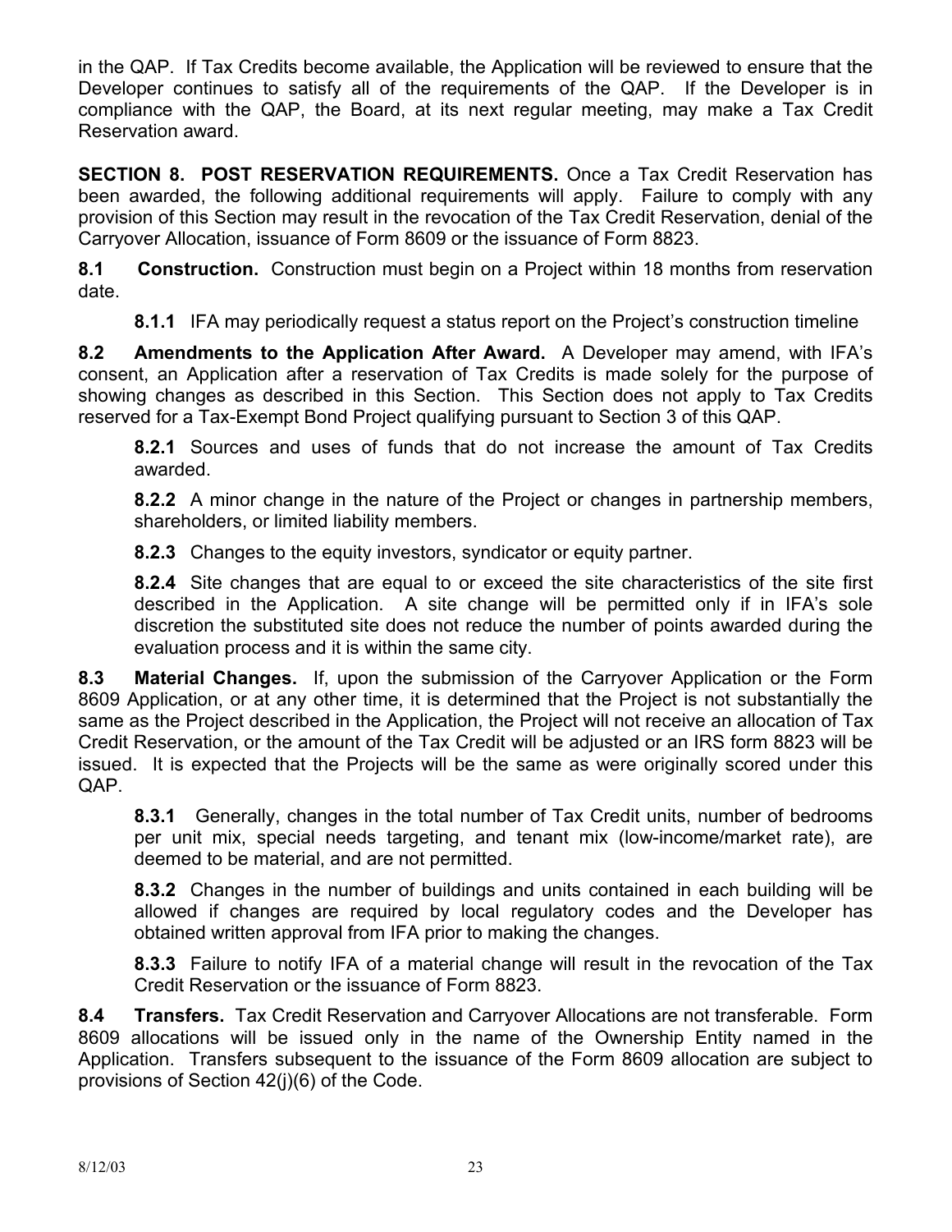in the QAP. If Tax Credits become available, the Application will be reviewed to ensure that the Developer continues to satisfy all of the requirements of the QAP. If the Developer is in compliance with the QAP, the Board, at its next regular meeting, may make a Tax Credit Reservation award.

**SECTION 8. POST RESERVATION REQUIREMENTS.** Once a Tax Credit Reservation has been awarded, the following additional requirements will apply. Failure to comply with any provision of this Section may result in the revocation of the Tax Credit Reservation, denial of the Carryover Allocation, issuance of Form 8609 or the issuance of Form 8823.

**8.1 Construction.** Construction must begin on a Project within 18 months from reservation date.

**8.1.1** IFA may periodically request a status report on the Project's construction timeline

**8.2 Amendments to the Application After Award.** A Developer may amend, with IFA's consent, an Application after a reservation of Tax Credits is made solely for the purpose of showing changes as described in this Section. This Section does not apply to Tax Credits reserved for a Tax-Exempt Bond Project qualifying pursuant to Section 3 of this QAP.

**8.2.1** Sources and uses of funds that do not increase the amount of Tax Credits awarded.

**8.2.2** A minor change in the nature of the Project or changes in partnership members, shareholders, or limited liability members.

**8.2.3** Changes to the equity investors, syndicator or equity partner.

**8.2.4** Site changes that are equal to or exceed the site characteristics of the site first described in the Application. A site change will be permitted only if in IFA's sole discretion the substituted site does not reduce the number of points awarded during the evaluation process and it is within the same city.

**8.3 Material Changes.** If, upon the submission of the Carryover Application or the Form 8609 Application, or at any other time, it is determined that the Project is not substantially the same as the Project described in the Application, the Project will not receive an allocation of Tax Credit Reservation, or the amount of the Tax Credit will be adjusted or an IRS form 8823 will be issued. It is expected that the Projects will be the same as were originally scored under this QAP.

**8.3.1** Generally, changes in the total number of Tax Credit units, number of bedrooms per unit mix, special needs targeting, and tenant mix (low-income/market rate), are deemed to be material, and are not permitted.

**8.3.2** Changes in the number of buildings and units contained in each building will be allowed if changes are required by local regulatory codes and the Developer has obtained written approval from IFA prior to making the changes.

**8.3.3** Failure to notify IFA of a material change will result in the revocation of the Tax Credit Reservation or the issuance of Form 8823.

**8.4 Transfers.** Tax Credit Reservation and Carryover Allocations are not transferable. Form 8609 allocations will be issued only in the name of the Ownership Entity named in the Application. Transfers subsequent to the issuance of the Form 8609 allocation are subject to provisions of Section 42(j)(6) of the Code.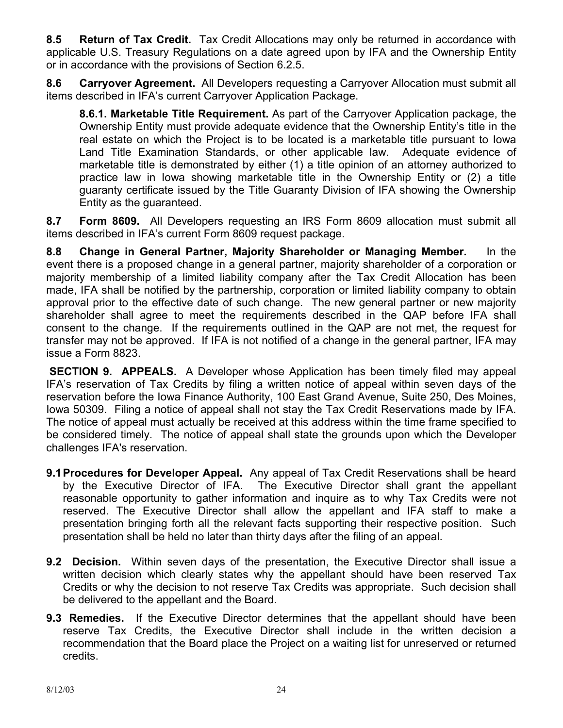**8.5 Return of Tax Credit.** Tax Credit Allocations may only be returned in accordance with applicable U.S. Treasury Regulations on a date agreed upon by IFA and the Ownership Entity or in accordance with the provisions of Section 6.2.5.

**8.6 Carryover Agreement.** All Developers requesting a Carryover Allocation must submit all items described in IFA's current Carryover Application Package.

> **8.6.1. Marketable Title Requirement.** As part of the Carryover Application package, the Ownership Entity must provide adequate evidence that the Ownership Entity's title in the real estate on which the Project is to be located is a marketable title pursuant to Iowa Land Title Examination Standards, or other applicable law. Adequate evidence of marketable title is demonstrated by either (1) a title opinion of an attorney authorized to practice law in Iowa showing marketable title in the Ownership Entity or (2) a title guaranty certificate issued by the Title Guaranty Division of IFA showing the Ownership Entity as the guaranteed.

**8.7 Form 8609.** All Developers requesting an IRS Form 8609 allocation must submit all items described in IFA's current Form 8609 request package.

**8.8 Change in General Partner, Majority Shareholder or Managing Member.** In the event there is a proposed change in a general partner, majority shareholder of a corporation or majority membership of a limited liability company after the Tax Credit Allocation has been made, IFA shall be notified by the partnership, corporation or limited liability company to obtain approval prior to the effective date of such change. The new general partner or new majority shareholder shall agree to meet the requirements described in the QAP before IFA shall consent to the change. If the requirements outlined in the QAP are not met, the request for transfer may not be approved. If IFA is not notified of a change in the general partner, IFA may issue a Form 8823.

**SECTION 9. APPEALS.** A Developer whose Application has been timely filed may appeal IFA's reservation of Tax Credits by filing a written notice of appeal within seven days of the reservation before the Iowa Finance Authority, 100 East Grand Avenue, Suite 250, Des Moines, Iowa 50309. Filing a notice of appeal shall not stay the Tax Credit Reservations made by IFA. The notice of appeal must actually be received at this address within the time frame specified to be considered timely. The notice of appeal shall state the grounds upon which the Developer challenges IFA's reservation.

**9.1 Procedures for Developer Appeal.** Any appeal of Tax Credit Reservations shall be heard by the Executive Director of IFA. The Executive Director shall grant the appellant reasonable opportunity to gather information and inquire as to why Tax Credits were not reserved. The Executive Director shall allow the appellant and IFA staff to make a presentation bringing forth all the relevant facts supporting their respective position. Such presentation shall be held no later than thirty days after the filing of an appeal.

**9.2 Decision.** Within seven days of the presentation, the Executive Director shall issue a written decision which clearly states why the appellant should have been reserved Tax Credits or why the decision to not reserve Tax Credits was appropriate. Such decision shall be delivered to the appellant and the Board.

**9.3 Remedies.** If the Executive Director determines that the appellant should have been reserve Tax Credits, the Executive Director shall include in the written decision a recommendation that the Board place the Project on a waiting list for unreserved or returned credits.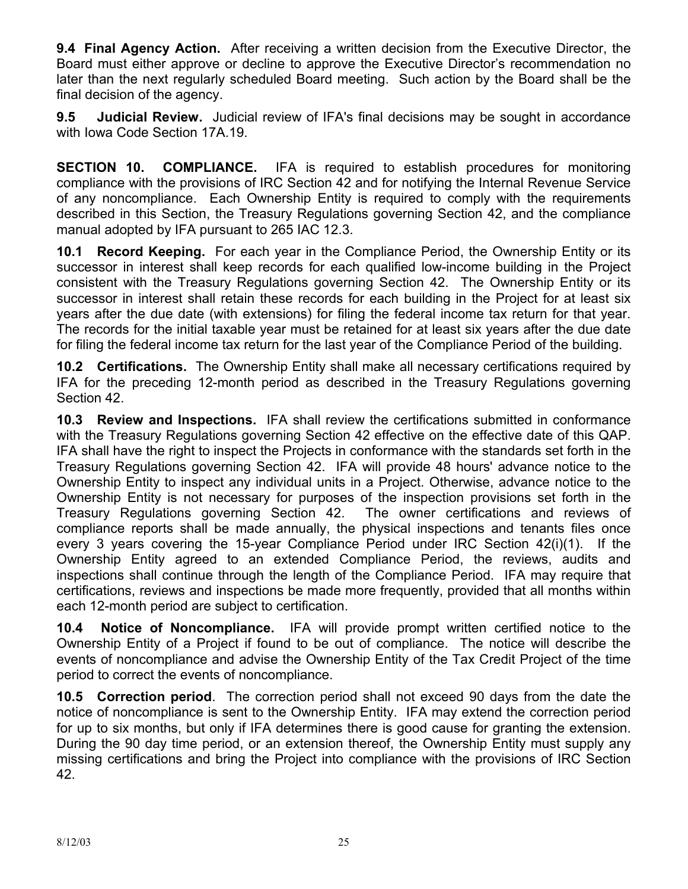**9.4 Final Agency Action.** After receiving a written decision from the Executive Director, the Board must either approve or decline to approve the Executive Director's recommendation no later than the next regularly scheduled Board meeting. Such action by the Board shall be the final decision of the agency.

**9.5 Judicial Review.** Judicial review of IFA's final decisions may be sought in accordance with Iowa Code Section 17A.19.

## SECTION 10. COMPLIANCE.

IFA is required to establish procedures for monitoring compliance with the provisions of IRC Section 42 and for notifying the Internal Revenue Service of any noncompliance. Each Ownership Entity is required to comply with the requirements described in this Section, the Treasury Regulations governing Section 42, and the compliance manual adopted by IFA pursuant to 265 IAC 12.3.

**10.1 Record Keeping.** For each year in the Compliance Period, the Ownership Entity or its successor in interest shall keep records for each qualified low-income building in the Project consistent with the Treasury Regulations governing Section 42. The Ownership Entity or its successor in interest shall retain these records for each building in the Project for at least six years after the due date (with extensions) for filing the federal income tax return for that year. The records for the initial taxable year must be retained for at least six years after the due date for filing the federal income tax return for the last year of the Compliance Period of the building.

**10.2 Certifications.** The Ownership Entity shall make all necessary certifications required by IFA for the preceding 12-month period as described in the Treasury Regulations governing Section 42.

**10.3 Review and Inspections.** IFA shall review the certifications submitted in conformance with the Treasury Regulations governing Section 42 effective on the effective date of this QAP. IFA shall have the right to inspect the Projects in conformance with the standards set forth in the Treasury Regulations governing Section 42. IFA will provide 48 hours' advance notice to the Ownership Entity to inspect any individual units in a Project. Otherwise, advance notice to the Ownership Entity is not necessary for purposes of the inspection provisions set forth in the Treasury Regulations governing Section 42. The owner certifications and reviews of compliance reports shall be made annually, the physical inspections and tenants files once every 3 years covering the 15-year Compliance Period under IRC Section 42(i)(1). If the Ownership Entity agreed to an extended Compliance Period, the reviews, audits and inspections shall continue through the length of the Compliance Period. IFA may require that certifications, reviews and inspections be made more frequently, provided that all months within each 12-month period are subject to certification.

**10.4 Notice of Noncompliance.** IFA will provide prompt written certified notice to the Ownership Entity of a Project if found to be out of compliance. The notice will describe the events of noncompliance and advise the Ownership Entity of the Tax Credit Project of the time period to correct the events of noncompliance.

**10.5 Correction period**. The correction period shall not exceed 90 days from the date the notice of noncompliance is sent to the Ownership Entity. IFA may extend the correction period for up to six months, but only if IFA determines there is good cause for granting the extension. During the 90 day time period, or an extension thereof, the Ownership Entity must supply any missing certifications and bring the Project into compliance with the provisions of IRC Section 42.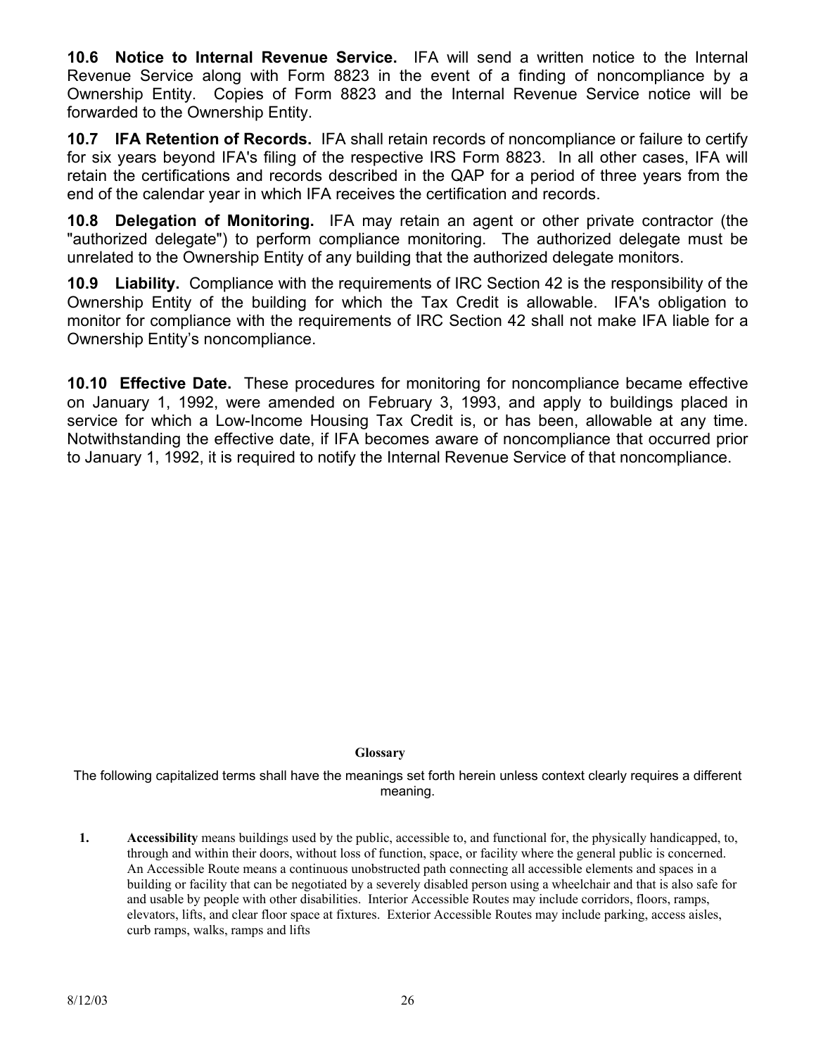**10.6 Notice to Internal Revenue Service.** IFA will send a written notice to the Internal Revenue Service along with Form 8823 in the event of a finding of noncompliance by a Ownership Entity. Copies of Form 8823 and the Internal Revenue Service notice will be forwarded to the Ownership Entity.

**10.7 IFA Retention of Records.** IFA shall retain records of noncompliance or failure to certify for six years beyond IFA's filing of the respective IRS Form 8823. In all other cases, IFA will retain the certifications and records described in the QAP for a period of three years from the end of the calendar year in which IFA receives the certification and records.

**10.8 Delegation of Monitoring.** IFA may retain an agent or other private contractor (the "authorized delegate") to perform compliance monitoring. The authorized delegate must be unrelated to the Ownership Entity of any building that the authorized delegate monitors.

**10.9 Liability.** Compliance with the requirements of IRC Section 42 is the responsibility of the Ownership Entity of the building for which the Tax Credit is allowable. IFA's obligation to monitor for compliance with the requirements of IRC Section 42 shall not make IFA liable for a Ownership Entity's noncompliance.

**10.10 Effective Date.** These procedures for monitoring for noncompliance became effective on January 1, 1992, were amended on February 3, 1993, and apply to buildings placed in service for which a Low-Income Housing Tax Credit is, or has been, allowable at any time. Notwithstanding the effective date, if IFA becomes aware of noncompliance that occurred prior to January 1, 1992, it is required to notify the Internal Revenue Service of that noncompliance.

## Glossary

The following capitalized terms shall have the meanings set forth herein unless context clearly requires a different meaning.

1. **Accessibility** means buildings used by the public, accessible to, and functional for, the physically handicapped, to, through and within their doors, without loss of function, space, or facility where the general public is concerned. An Accessible Route means a continuous unobstructed path connecting all accessible elements and spaces in a building or facility that can be negotiated by a severely disabled person using a wheelchair and that is also safe for and usable by people with other disabilities. Interior Accessible Routes may include corridors, floors, ramps, elevators, lifts, and clear floor space at fixtures. Exterior Accessible Routes may include parking, access aisles, curb ramps, walks, ramps and lifts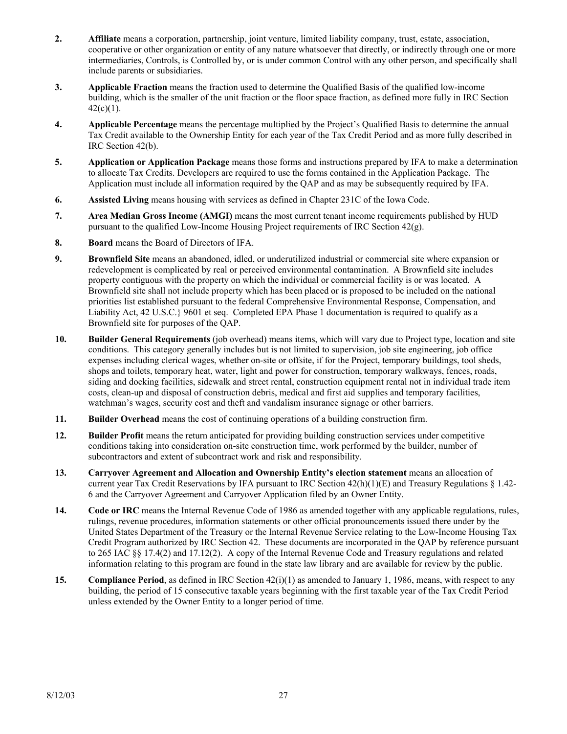2. **Affiliate** means a corporation, partnership, joint venture, limited liability company, trust, estate, association, cooperative or other organization or entity of any nature whatsoever that directly, or indirectly through one or more intermediaries, Controls, is Controlled by, or is under common Control with any other person, and specifically shall include parents or subsidiaries.

3. **Applicable Fraction** means the fraction used to determine the Qualified Basis of the qualified low-income building, which is the smaller of the unit fraction or the floor space fraction, as defined more fully in IRC Section 42(c)(1).

4. **Applicable Percentage** means the percentage multiplied by the Project's Qualified Basis to determine the annual Tax Credit available to the Ownership Entity for each year of the Tax Credit Period and as more fully described in IRC Section 42(b).

5. **Application or Application Package** means those forms and instructions prepared by IFA to make a determination to allocate Tax Credits. Developers are required to use the forms contained in the Application Package. The Application must include all information required by the QAP and as may be subsequently required by IFA.

6. **Assisted Living** means housing with services as defined in Chapter 231C of the Iowa Code.

7. **Area Median Gross Income (AMGI)** means the most current tenant income requirements published by HUD pursuant to the qualified Low-Income Housing Project requirements of IRC Section 42(g).

8. **Board** means the Board of Directors of IFA.

9. **Brownfield Site** means an abandoned, idled, or underutilized industrial or commercial site where expansion or redevelopment is complicated by real or perceived environmental contamination. A Brownfield site includes property contiguous with the property on which the individual or commercial facility is or was located. A Brownfield site shall not include property which has been placed or is proposed to be included on the national priorities list established pursuant to the federal Comprehensive Environmental Response, Compensation, and Liability Act, 42 U.S.C.} 9601 et seq. Completed EPA Phase 1 documentation is required to qualify as a Brownfield site for purposes of the QAP.

10. **Builder General Requirements** (job overhead) means items, which will vary due to Project type, location and site conditions. This category generally includes but is not limited to supervision, job site engineering, job office expenses including clerical wages, whether on-site or offsite, if for the Project, temporary buildings, tool sheds, shops and toilets, temporary heat, water, light and power for construction, temporary walkways, fences, roads, siding and docking facilities, sidewalk and street rental, construction equipment rental not in individual trade item costs, clean-up and disposal of construction debris, medical and first aid supplies and temporary facilities, watchman's wages, security cost and theft and vandalism insurance signage or other barriers.

11. **Builder Overhead** means the cost of continuing operations of a building construction firm.

12. **Builder Profit** means the return anticipated for providing building construction services under competitive conditions taking into consideration on-site construction time, work performed by the builder, number of subcontractors and extent of subcontract work and risk and responsibility.

13. **Carryover Agreement and Allocation and Ownership Entity's election statement** means an allocation of current year Tax Credit Reservations by IFA pursuant to IRC Section 42(h)(1)(E) and Treasury Regulations § 1.42-6 and the Carryover Agreement and Carryover Application filed by an Owner Entity.

14. **Code or IRC** means the Internal Revenue Code of 1986 as amended together with any applicable regulations, rules, rulings, revenue procedures, information statements or other official pronouncements issued there under by the United States Department of the Treasury or the Internal Revenue Service relating to the Low-Income Housing Tax Credit Program authorized by IRC Section 42. These documents are incorporated in the QAP by reference pursuant to 265 IAC §§ 17.4(2) and 17.12(2). A copy of the Internal Revenue Code and Treasury regulations and related information relating to this program are found in the state law library and are available for review by the public.

15. **Compliance Period**, as defined in IRC Section 42(i)(1) as amended to January 1, 1986, means, with respect to any building, the period of 15 consecutive taxable years beginning with the first taxable year of the Tax Credit Period unless extended by the Owner Entity to a longer period of time.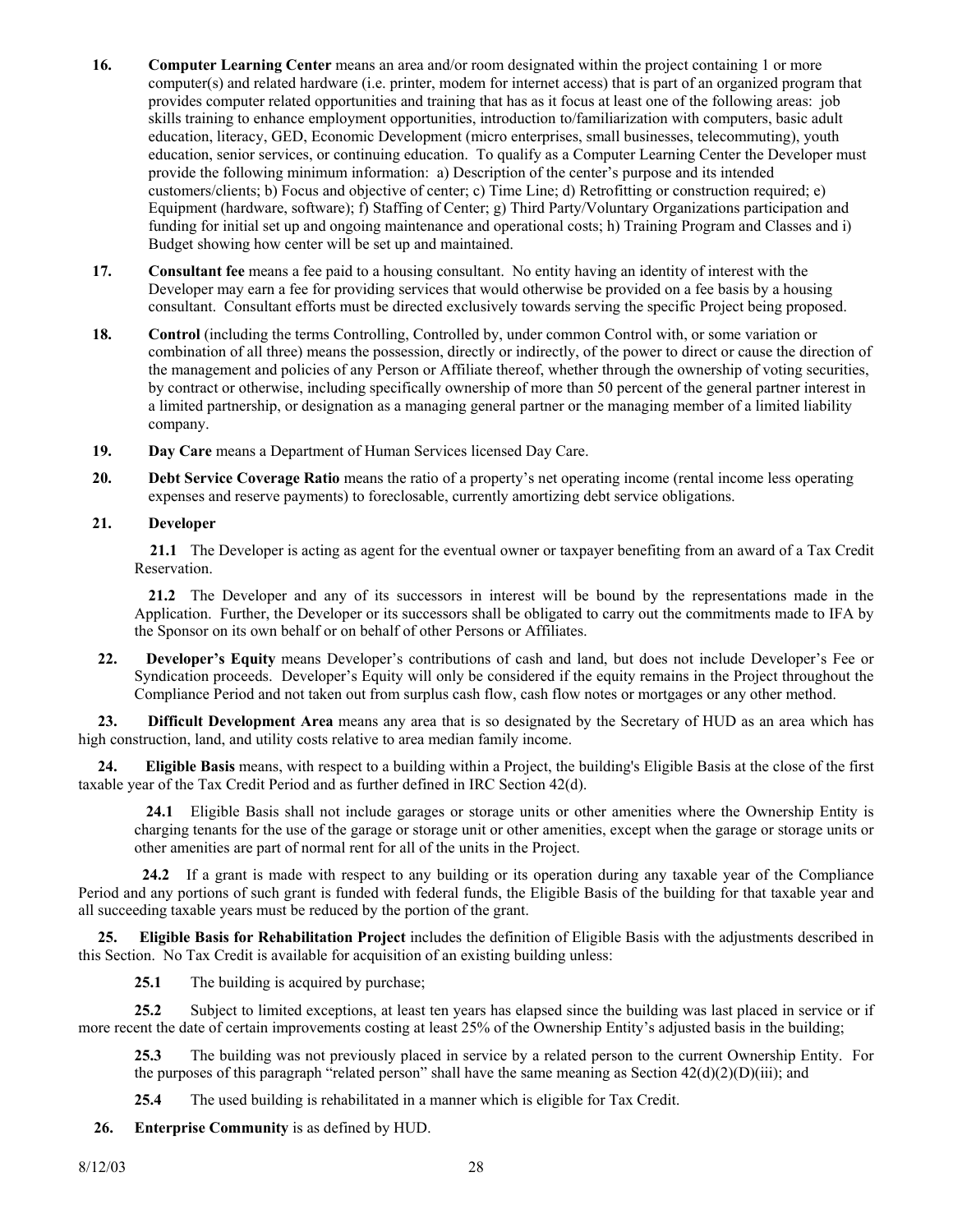**16.** **Computer Learning Center** means an area and/or room designated within the project containing 1 or more computer(s) and related hardware (i.e. printer, modem for internet access) that is part of an organized program that provides computer related opportunities and training that has as it focus at least one of the following areas: job skills training to enhance employment opportunities, introduction to/familiarization with computers, basic adult education, literacy, GED, Economic Development (micro enterprises, small businesses, telecommuting), youth education, senior services, or continuing education. To qualify as a Computer Learning Center the Developer must provide the following minimum information: a) Description of the center's purpose and its intended customers/clients; b) Focus and objective of center; c) Time Line; d) Retrofitting or construction required; e) Equipment (hardware, software); f) Staffing of Center; g) Third Party/Voluntary Organizations participation and funding for initial set up and ongoing maintenance and operational costs; h) Training Program and Classes and i) Budget showing how center will be set up and maintained.

**17.** **Consultant fee** means a fee paid to a housing consultant. No entity having an identity of interest with the Developer may earn a fee for providing services that would otherwise be provided on a fee basis by a housing consultant. Consultant efforts must be directed exclusively towards serving the specific Project being proposed.

**18.** **Control** (including the terms Controlling, Controlled by, under common Control with, or some variation or combination of all three) means the possession, directly or indirectly, of the power to direct or cause the direction of the management and policies of any Person or Affiliate thereof, whether through the ownership of voting securities, by contract or otherwise, including specifically ownership of more than 50 percent of the general partner interest in a limited partnership, or designation as a managing general partner or the managing member of a limited liability company.

**19.** **Day Care** means a Department of Human Services licensed Day Care.

**20.** **Debt Service Coverage Ratio** means the ratio of a property's net operating income (rental income less operating expenses and reserve payments) to foreclosable, currently amortizing debt service obligations.

**21.** **Developer**

**21.1** The Developer is acting as agent for the eventual owner or taxpayer benefiting from an award of a Tax Credit Reservation.

**21.2** The Developer and any of its successors in interest will be bound by the representations made in the Application. Further, the Developer or its successors shall be obligated to carry out the commitments made to IFA by the Sponsor on its own behalf or on behalf of other Persons or Affiliates.

**22.** **Developer's Equity** means Developer's contributions of cash and land, but does not include Developer's Fee or Syndication proceeds. Developer's Equity will only be considered if the equity remains in the Project throughout the Compliance Period and not taken out from surplus cash flow, cash flow notes or mortgages or any other method.

**23.** **Difficult Development Area** means any area that is so designated by the Secretary of HUD as an area which has high construction, land, and utility costs relative to area median family income.

**24.** **Eligible Basis** means, with respect to a building within a Project, the building's Eligible Basis at the close of the first taxable year of the Tax Credit Period and as further defined in IRC Section 42(d).

**24.1** Eligible Basis shall not include garages or storage units or other amenities where the Ownership Entity is charging tenants for the use of the garage or storage unit or other amenities, except when the garage or storage units or other amenities are part of normal rent for all of the units in the Project.

**24.2** If a grant is made with respect to any building or its operation during any taxable year of the Compliance Period and any portions of such grant is funded with federal funds, the Eligible Basis of the building for that taxable year and all succeeding taxable years must be reduced by the portion of the grant.

**25.** **Eligible Basis for Rehabilitation Project** includes the definition of Eligible Basis with the adjustments described in this Section. No Tax Credit is available for acquisition of an existing building unless:

**25.1** The building is acquired by purchase;

**25.2** Subject to limited exceptions, at least ten years has elapsed since the building was last placed in service or if more recent the date of certain improvements costing at least 25% of the Ownership Entity's adjusted basis in the building;

**25.3** The building was not previously placed in service by a related person to the current Ownership Entity. For the purposes of this paragraph "related person" shall have the same meaning as Section 42(d)(2)(D)(iii); and

**25.4** The used building is rehabilitated in a manner which is eligible for Tax Credit.

**26.** **Enterprise Community** is as defined by HUD.

8/12/03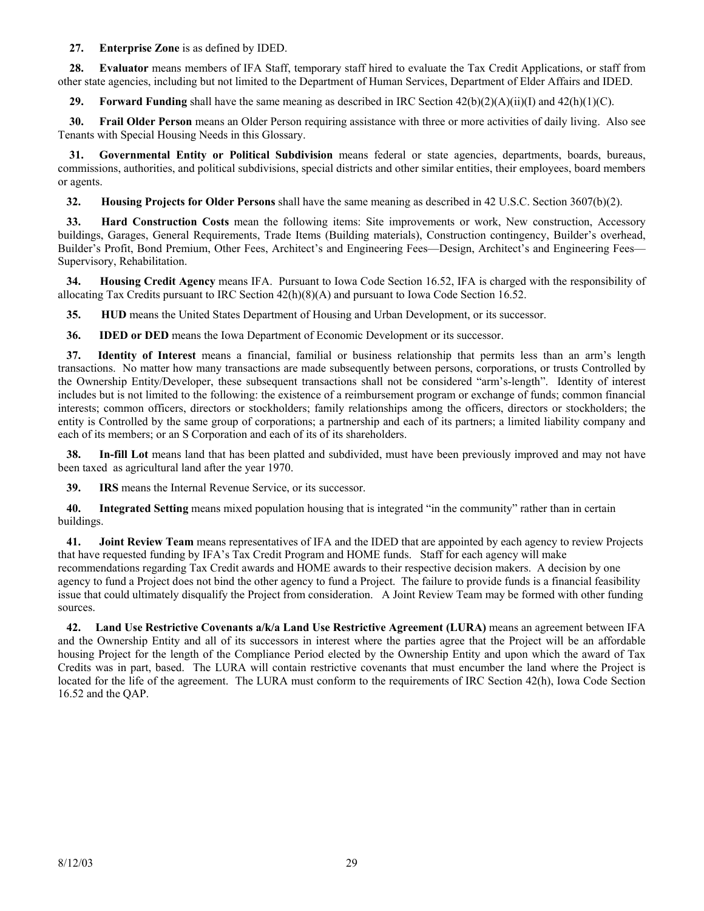**27. Enterprise Zone** is as defined by IDED.

**28. Evaluator** means members of IFA Staff, temporary staff hired to evaluate the Tax Credit Applications, or staff from other state agencies, including but not limited to the Department of Human Services, Department of Elder Affairs and IDED.

**29. Forward Funding** shall have the same meaning as described in IRC Section 42(b)(2)(A)(ii)(I) and 42(h)(1)(C).

**30. Frail Older Person** means an Older Person requiring assistance with three or more activities of daily living. Also see Tenants with Special Housing Needs in this Glossary.

**31. Governmental Entity or Political Subdivision** means federal or state agencies, departments, boards, bureaus, commissions, authorities, and political subdivisions, special districts and other similar entities, their employees, board members or agents.

**32. Housing Projects for Older Persons** shall have the same meaning as described in 42 U.S.C. Section 3607(b)(2).

**33. Hard Construction Costs** mean the following items: Site improvements or work, New construction, Accessory buildings, Garages, General Requirements, Trade Items (Building materials), Construction contingency, Builder's overhead, Builder's Profit, Bond Premium, Other Fees, Architect's and Engineering Fees—Design, Architect's and Engineering Fees—Supervisory, Rehabilitation.

**34. Housing Credit Agency** means IFA. Pursuant to Iowa Code Section 16.52, IFA is charged with the responsibility of allocating Tax Credits pursuant to IRC Section 42(h)(8)(A) and pursuant to Iowa Code Section 16.52.

**35. HUD** means the United States Department of Housing and Urban Development, or its successor.

**36. IDED or DED** means the Iowa Department of Economic Development or its successor.

**37. Identity of Interest** means a financial, familial or business relationship that permits less than an arm's length transactions. No matter how many transactions are made subsequently between persons, corporations, or trusts Controlled by the Ownership Entity/Developer, these subsequent transactions shall not be considered "arm's-length". Identity of interest includes but is not limited to the following: the existence of a reimbursement program or exchange of funds; common financial interests; common officers, directors or stockholders; family relationships among the officers, directors or stockholders; the entity is Controlled by the same group of corporations; a partnership and each of its partners; a limited liability company and each of its members; or an S Corporation and each of its of its shareholders.

**38. In-fill Lot** means land that has been platted and subdivided, must have been previously improved and may not have been taxed as agricultural land after the year 1970.

**39. IRS** means the Internal Revenue Service, or its successor.

**40. Integrated Setting** means mixed population housing that is integrated "in the community" rather than in certain buildings.

**41. Joint Review Team** means representatives of IFA and the IDED that are appointed by each agency to review Projects that have requested funding by IFA's Tax Credit Program and HOME funds. Staff for each agency will make recommendations regarding Tax Credit awards and HOME awards to their respective decision makers. A decision by one agency to fund a Project does not bind the other agency to fund a Project. The failure to provide funds is a financial feasibility issue that could ultimately disqualify the Project from consideration. A Joint Review Team may be formed with other funding sources.

**42. Land Use Restrictive Covenants a/k/a Land Use Restrictive Agreement (LURA)** means an agreement between IFA and the Ownership Entity and all of its successors in interest where the parties agree that the Project will be an affordable housing Project for the length of the Compliance Period elected by the Ownership Entity and upon which the award of Tax Credits was in part, based. The LURA will contain restrictive covenants that must encumber the land where the Project is located for the life of the agreement. The LURA must conform to the requirements of IRC Section 42(h), Iowa Code Section 16.52 and the QAP.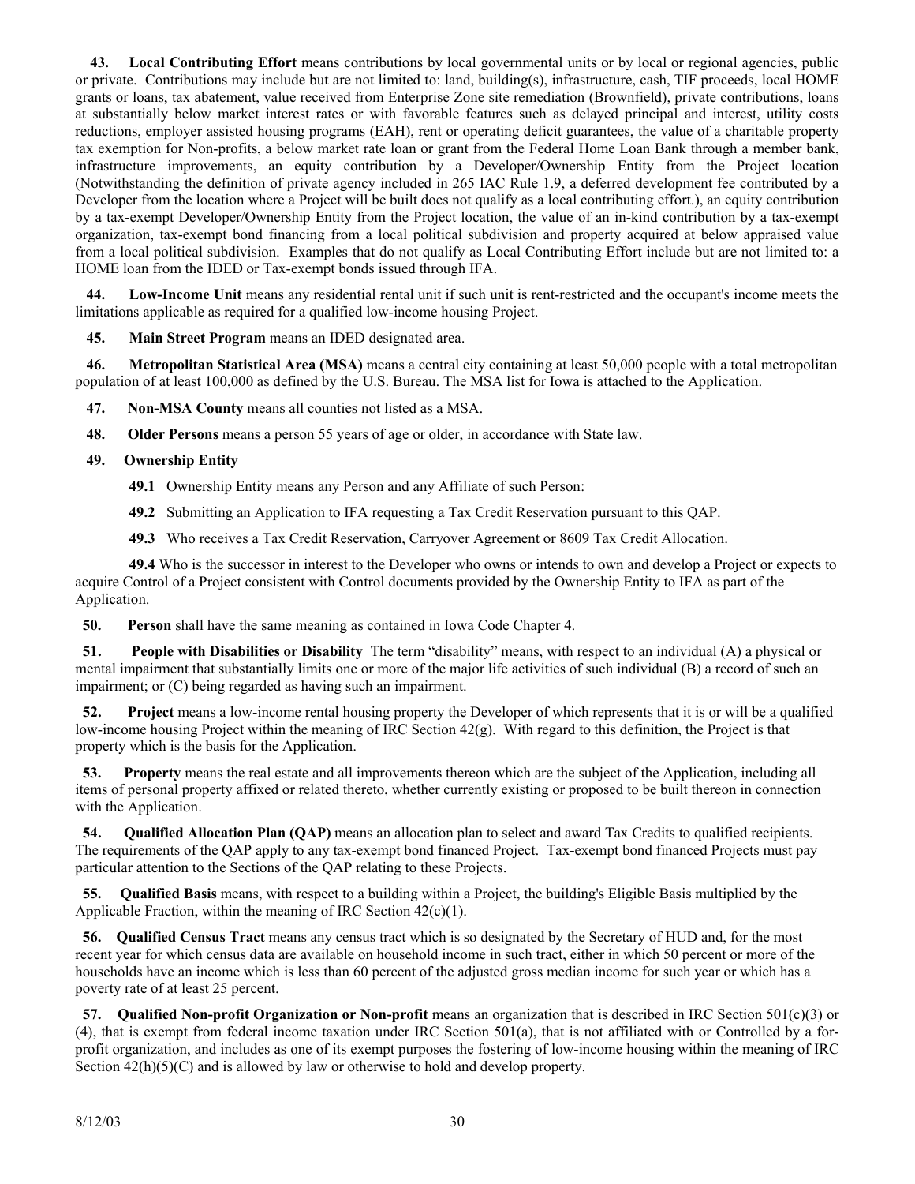**43. Local Contributing Effort** means contributions by local governmental units or by local or regional agencies, public or private. Contributions may include but are not limited to: land, building(s), infrastructure, cash, TIF proceeds, local HOME grants or loans, tax abatement, value received from Enterprise Zone site remediation (Brownfield), private contributions, loans at substantially below market interest rates or with favorable features such as delayed principal and interest, utility costs reductions, employer assisted housing programs (EAH), rent or operating deficit guarantees, the value of a charitable property tax exemption for Non-profits, a below market rate loan or grant from the Federal Home Loan Bank through a member bank, infrastructure improvements, an equity contribution by a Developer/Ownership Entity from the Project location (Notwithstanding the definition of private agency included in 265 IAC Rule 1.9, a deferred development fee contributed by a Developer from the location where a Project will be built does not qualify as a local contributing effort.), an equity contribution by a tax-exempt Developer/Ownership Entity from the Project location, the value of an in-kind contribution by a tax-exempt organization, tax-exempt bond financing from a local political subdivision and property acquired at below appraised value from a local political subdivision. Examples that do not qualify as Local Contributing Effort include but are not limited to: a HOME loan from the IDED or Tax-exempt bonds issued through IFA.

**44. Low-Income Unit** means any residential rental unit if such unit is rent-restricted and the occupant's income meets the limitations applicable as required for a qualified low-income housing Project.

**45. Main Street Program** means an IDED designated area.

**46. Metropolitan Statistical Area (MSA)** means a central city containing at least 50,000 people with a total metropolitan population of at least 100,000 as defined by the U.S. Bureau. The MSA list for Iowa is attached to the Application.

**47. Non-MSA County** means all counties not listed as a MSA.

**48. Older Persons** means a person 55 years of age or older, in accordance with State law.

**49. Ownership Entity**

**49.1** Ownership Entity means any Person and any Affiliate of such Person:

**49.2** Submitting an Application to IFA requesting a Tax Credit Reservation pursuant to this QAP.

**49.3** Who receives a Tax Credit Reservation, Carryover Agreement or 8609 Tax Credit Allocation.

**49.4** Who is the successor in interest to the Developer who owns or intends to own and develop a Project or expects to acquire Control of a Project consistent with Control documents provided by the Ownership Entity to IFA as part of the Application.

**50. Person** shall have the same meaning as contained in Iowa Code Chapter 4.

**51. People with Disabilities or Disability** The term "disability" means, with respect to an individual (A) a physical or mental impairment that substantially limits one or more of the major life activities of such individual (B) a record of such an impairment; or (C) being regarded as having such an impairment.

**52. Project** means a low-income rental housing property the Developer of which represents that it is or will be a qualified low-income housing Project within the meaning of IRC Section 42(g). With regard to this definition, the Project is that property which is the basis for the Application.

**53. Property** means the real estate and all improvements thereon which are the subject of the Application, including all items of personal property affixed or related thereto, whether currently existing or proposed to be built thereon in connection with the Application.

**54. Qualified Allocation Plan (QAP)** means an allocation plan to select and award Tax Credits to qualified recipients. The requirements of the QAP apply to any tax-exempt bond financed Project. Tax-exempt bond financed Projects must pay particular attention to the Sections of the QAP relating to these Projects.

**55. Qualified Basis** means, with respect to a building within a Project, the building's Eligible Basis multiplied by the Applicable Fraction, within the meaning of IRC Section 42(c)(1).

**56. Qualified Census Tract** means any census tract which is so designated by the Secretary of HUD and, for the most recent year for which census data are available on household income in such tract, either in which 50 percent or more of the households have an income which is less than 60 percent of the adjusted gross median income for such year or which has a poverty rate of at least 25 percent.

**57. Qualified Non-profit Organization or Non-profit** means an organization that is described in IRC Section 501(c)(3) or (4), that is exempt from federal income taxation under IRC Section 501(a), that is not affiliated with or Controlled by a for-profit organization, and includes as one of its exempt purposes the fostering of low-income housing within the meaning of IRC Section 42(h)(5)(C) and is allowed by law or otherwise to hold and develop property.

8/12/03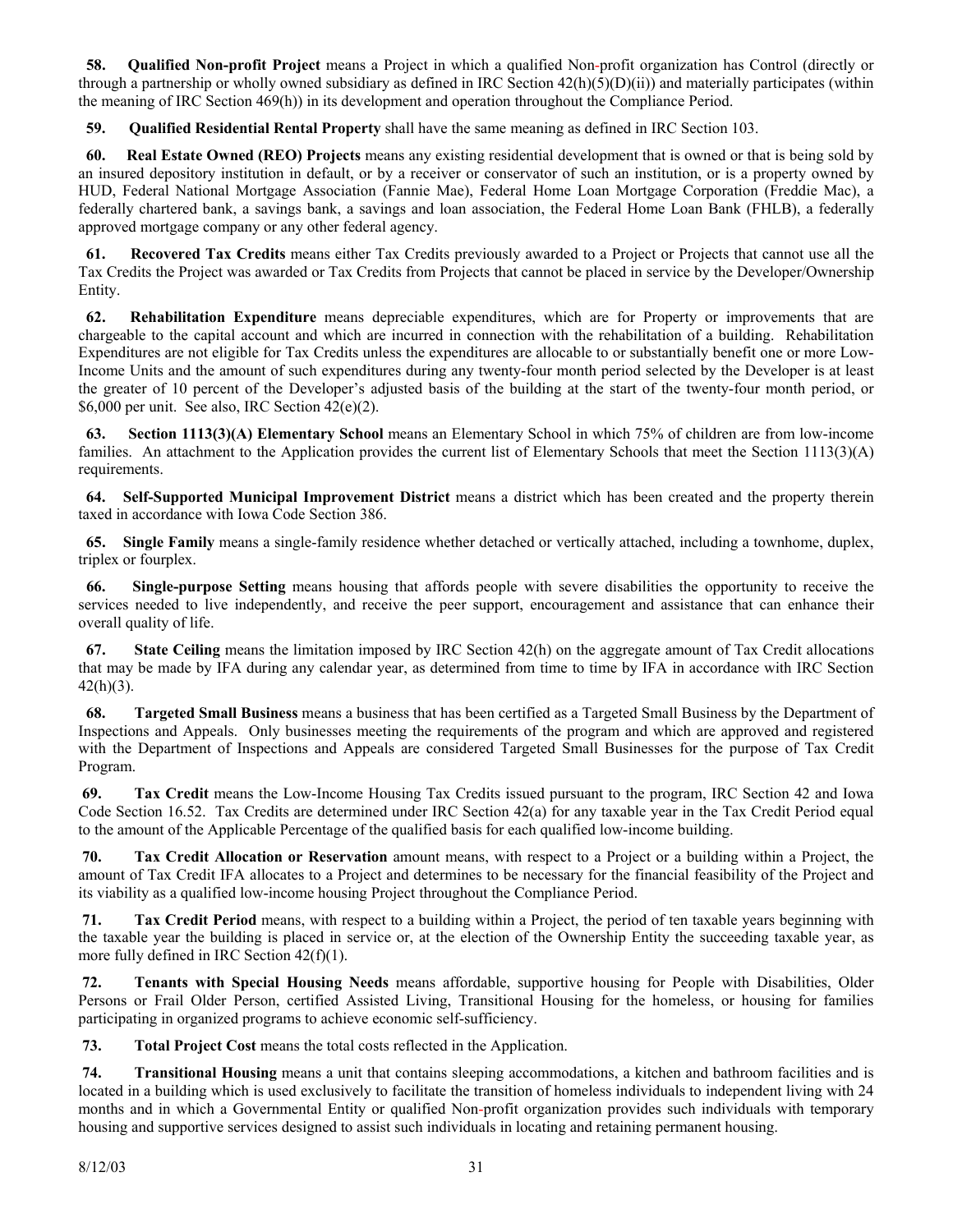**58. Qualified Non-profit Project** means a Project in which a qualified Non-profit organization has Control (directly or through a partnership or wholly owned subsidiary as defined in IRC Section 42(h)(5)(D)(ii)) and materially participates (within the meaning of IRC Section 469(h)) in its development and operation throughout the Compliance Period.

**59. Qualified Residential Rental Property** shall have the same meaning as defined in IRC Section 103.

**60. Real Estate Owned (REO) Projects** means any existing residential development that is owned or that is being sold by an insured depository institution in default, or by a receiver or conservator of such an institution, or is a property owned by HUD, Federal National Mortgage Association (Fannie Mae), Federal Home Loan Mortgage Corporation (Freddie Mac), a federally chartered bank, a savings bank, a savings and loan association, the Federal Home Loan Bank (FHLB), a federally approved mortgage company or any other federal agency.

**61. Recovered Tax Credits** means either Tax Credits previously awarded to a Project or Projects that cannot use all the Tax Credits the Project was awarded or Tax Credits from Projects that cannot be placed in service by the Developer/Ownership Entity.

**62. Rehabilitation Expenditure** means depreciable expenditures, which are for Property or improvements that are chargeable to the capital account and which are incurred in connection with the rehabilitation of a building. Rehabilitation Expenditures are not eligible for Tax Credits unless the expenditures are allocable to or substantially benefit one or more Low-Income Units and the amount of such expenditures during any twenty-four month period selected by the Developer is at least the greater of 10 percent of the Developer's adjusted basis of the building at the start of the twenty-four month period, or $6,000 per unit. See also, IRC Section 42(e)(2).

**63. Section 1113(3)(A) Elementary School** means an Elementary School in which 75% of children are from low-income families. An attachment to the Application provides the current list of Elementary Schools that meet the Section 1113(3)(A) requirements.

**64. Self-Supported Municipal Improvement District** means a district which has been created and the property therein taxed in accordance with Iowa Code Section 386.

**65. Single Family** means a single-family residence whether detached or vertically attached, including a townhome, duplex, triplex or fourplex.

**66. Single-purpose Setting** means housing that affords people with severe disabilities the opportunity to receive the services needed to live independently, and receive the peer support, encouragement and assistance that can enhance their overall quality of life.

**67. State Ceiling** means the limitation imposed by IRC Section 42(h) on the aggregate amount of Tax Credit allocations that may be made by IFA during any calendar year, as determined from time to time by IFA in accordance with IRC Section 42(h)(3).

**68. Targeted Small Business** means a business that has been certified as a Targeted Small Business by the Department of Inspections and Appeals. Only businesses meeting the requirements of the program and which are approved and registered with the Department of Inspections and Appeals are considered Targeted Small Businesses for the purpose of Tax Credit Program.

**69. Tax Credit** means the Low-Income Housing Tax Credits issued pursuant to the program, IRC Section 42 and Iowa Code Section 16.52. Tax Credits are determined under IRC Section 42(a) for any taxable year in the Tax Credit Period equal to the amount of the Applicable Percentage of the qualified basis for each qualified low-income building.

**70. Tax Credit Allocation or Reservation** amount means, with respect to a Project or a building within a Project, the amount of Tax Credit IFA allocates to a Project and determines to be necessary for the financial feasibility of the Project and its viability as a qualified low-income housing Project throughout the Compliance Period.

**71. Tax Credit Period** means, with respect to a building within a Project, the period of ten taxable years beginning with the taxable year the building is placed in service or, at the election of the Ownership Entity the succeeding taxable year, as more fully defined in IRC Section 42(f)(1).

**72. Tenants with Special Housing Needs** means affordable, supportive housing for People with Disabilities, Older Persons or Frail Older Person, certified Assisted Living, Transitional Housing for the homeless, or housing for families participating in organized programs to achieve economic self-sufficiency.

**73. Total Project Cost** means the total costs reflected in the Application.

**74. Transitional Housing** means a unit that contains sleeping accommodations, a kitchen and bathroom facilities and is located in a building which is used exclusively to facilitate the transition of homeless individuals to independent living with 24 months and in which a Governmental Entity or qualified Non-profit organization provides such individuals with temporary housing and supportive services designed to assist such individuals in locating and retaining permanent housing.

8/12/03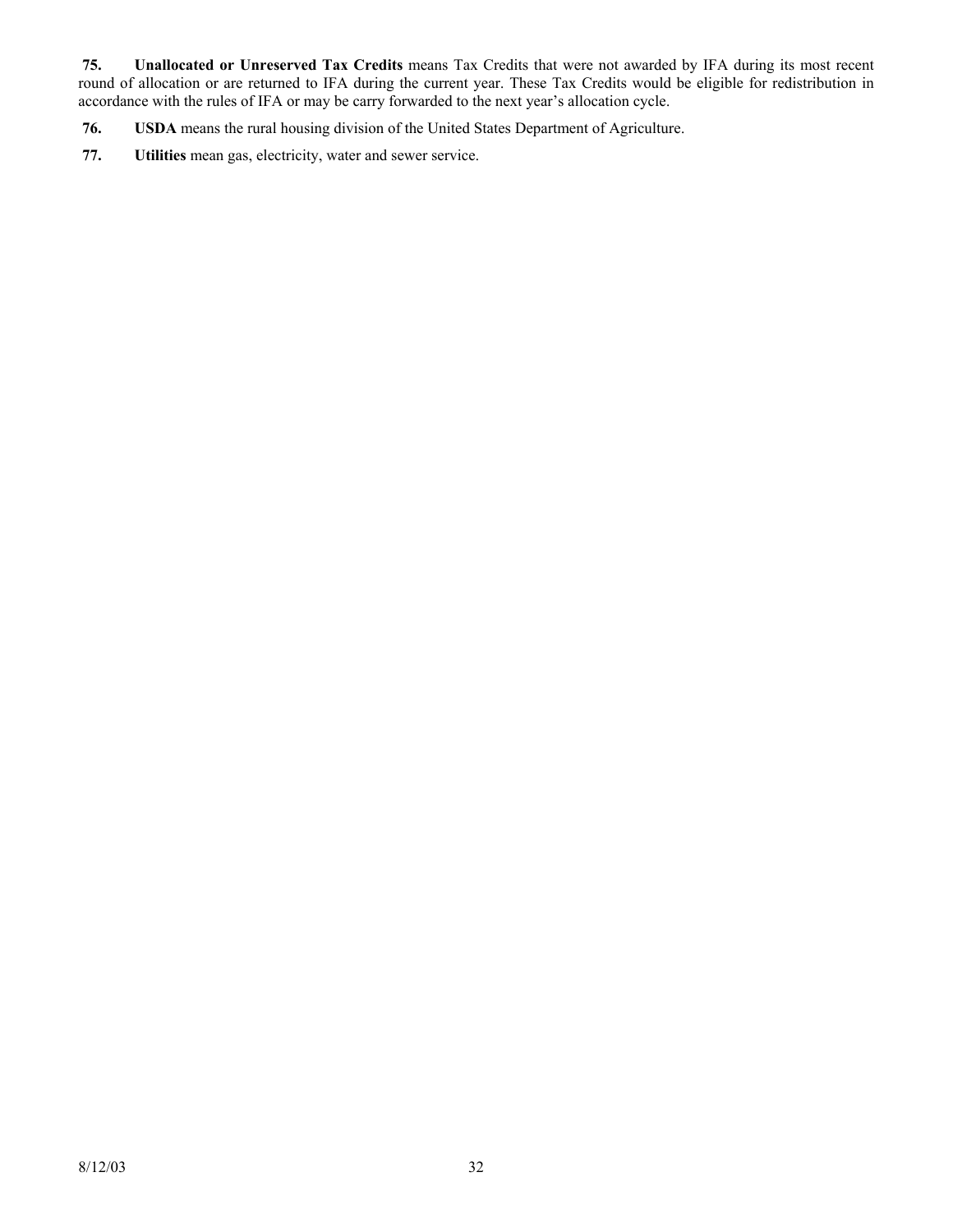**75. Unallocated or Unreserved Tax Credits** means Tax Credits that were not awarded by IFA during its most recent round of allocation or are returned to IFA during the current year. These Tax Credits would be eligible for redistribution in accordance with the rules of IFA or may be carry forwarded to the next year's allocation cycle.

**76. USDA** means the rural housing division of the United States Department of Agriculture.

**77. Utilities** mean gas, electricity, water and sewer service.